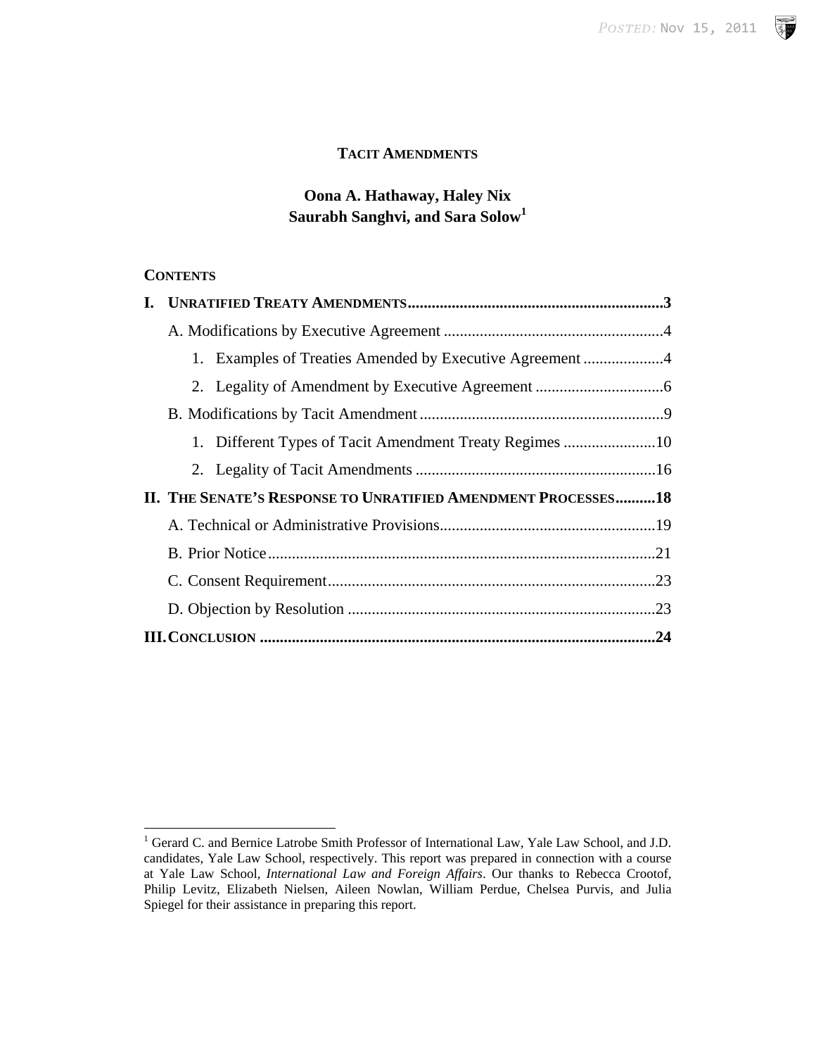# TACIT AMENDMENTS

**Oona A. Hathaway, Haley Nix**
**Saurabh Sanghvi, and Sara Solow**[1]

## CONTENTS

**I. UNRATIFIED TREATY AMENDMENTS................................................................3**

A. Modifications by Executive Agreement .......................................................4

1. Examples of Treaties Amended by Executive Agreement ....................4
2. Legality of Amendment by Executive Agreement ................................6

B. Modifications by Tacit Amendment .............................................................9

1. Different Types of Tacit Amendment Treaty Regimes .......................10
2. Legality of Tacit Amendments ............................................................16

**II. THE SENATE'S RESPONSE TO UNRATIFIED AMENDMENT PROCESSES..........18**

A. Technical or Administrative Provisions......................................................19

B. Prior Notice................................................................................................21

C. Consent Requirement..................................................................................23

D. Objection by Resolution ............................................................................23

**III. CONCLUSION ..................................................................................................24**

---

[1] Gerard C. and Bernice Latrobe Smith Professor of International Law, Yale Law School, and J.D. candidates, Yale Law School, respectively. This report was prepared in connection with a course at Yale Law School, *International Law and Foreign Affairs*. Our thanks to Rebecca Crootof, Philip Levitz, Elizabeth Nielsen, Aileen Nowlan, William Perdue, Chelsea Purvis, and Julia Spiegel for their assistance in preparing this report.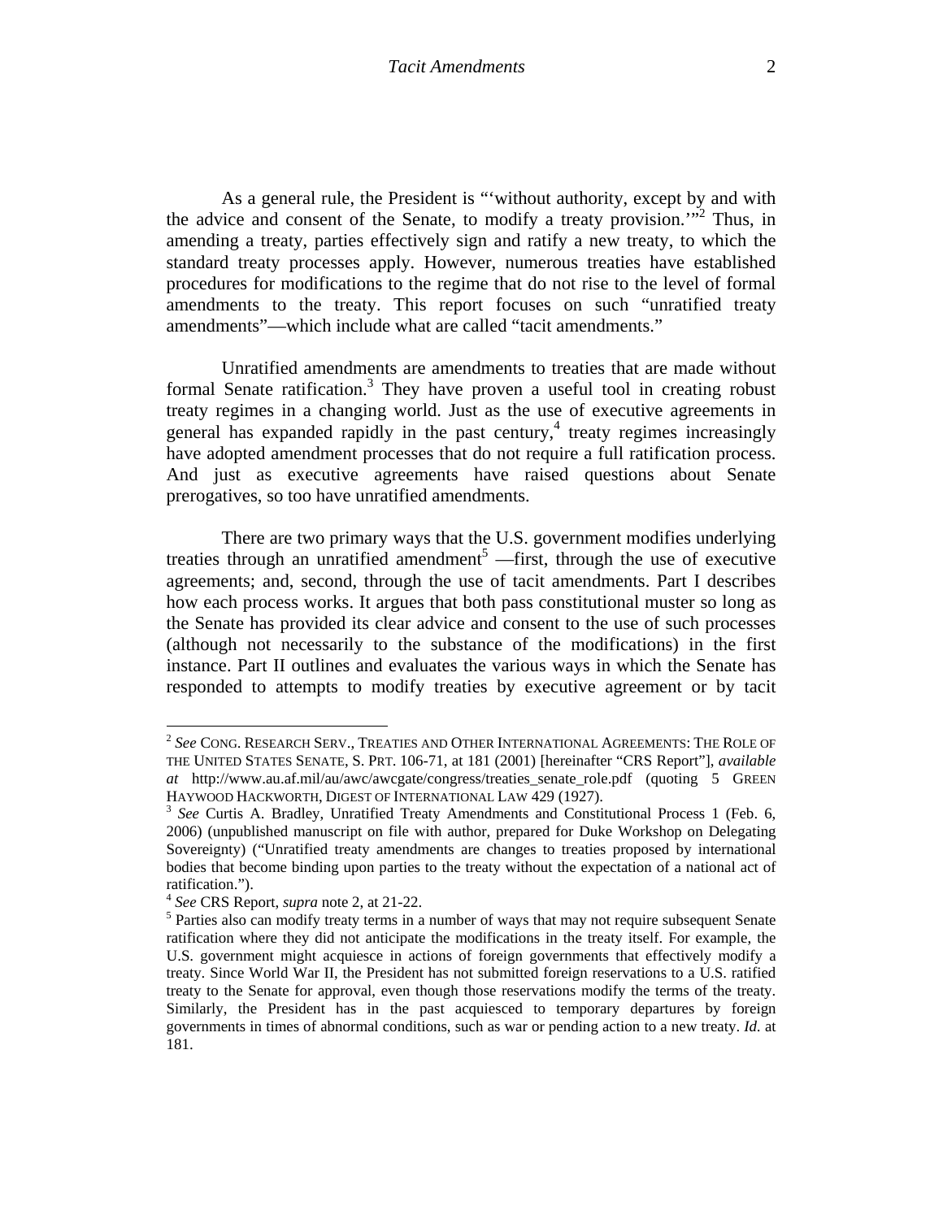As a general rule, the President is "'without authority, except by and with the advice and consent of the Senate, to modify a treaty provision.'"[2] Thus, in amending a treaty, parties effectively sign and ratify a new treaty, to which the standard treaty processes apply. However, numerous treaties have established procedures for modifications to the regime that do not rise to the level of formal amendments to the treaty. This report focuses on such "unratified treaty amendments"—which include what are called "tacit amendments."

Unratified amendments are amendments to treaties that are made without formal Senate ratification.[3] They have proven a useful tool in creating robust treaty regimes in a changing world. Just as the use of executive agreements in general has expanded rapidly in the past century,[4] treaty regimes increasingly have adopted amendment processes that do not require a full ratification process. And just as executive agreements have raised questions about Senate prerogatives, so too have unratified amendments.

There are two primary ways that the U.S. government modifies underlying treaties through an unratified amendment[5] —first, through the use of executive agreements; and, second, through the use of tacit amendments. Part I describes how each process works. It argues that both pass constitutional muster so long as the Senate has provided its clear advice and consent to the use of such processes (although not necessarily to the substance of the modifications) in the first instance. Part II outlines and evaluates the various ways in which the Senate has responded to attempts to modify treaties by executive agreement or by tacit

---

[2] *See* CONG. RESEARCH SERV., TREATIES AND OTHER INTERNATIONAL AGREEMENTS: THE ROLE OF THE UNITED STATES SENATE, S. PRT. 106-71, at 181 (2001) [hereinafter "CRS Report"], *available at* http://www.au.af.mil/au/awc/awcgate/congress/treaties_senate_role.pdf (quoting 5 GREEN HAYWOOD HACKWORTH, DIGEST OF INTERNATIONAL LAW 429 (1927).

[3] *See* Curtis A. Bradley, Unratified Treaty Amendments and Constitutional Process 1 (Feb. 6, 2006) (unpublished manuscript on file with author, prepared for Duke Workshop on Delegating Sovereignty) ("Unratified treaty amendments are changes to treaties proposed by international bodies that become binding upon parties to the treaty without the expectation of a national act of ratification.").

[4] *See* CRS Report, *supra* note 2, at 21-22.

[5] Parties also can modify treaty terms in a number of ways that may not require subsequent Senate ratification where they did not anticipate the modifications in the treaty itself. For example, the U.S. government might acquiesce in actions of foreign governments that effectively modify a treaty. Since World War II, the President has not submitted foreign reservations to a U.S. ratified treaty to the Senate for approval, even though those reservations modify the terms of the treaty. Similarly, the President has in the past acquiesced to temporary departures by foreign governments in times of abnormal conditions, such as war or pending action to a new treaty. *Id.* at 181.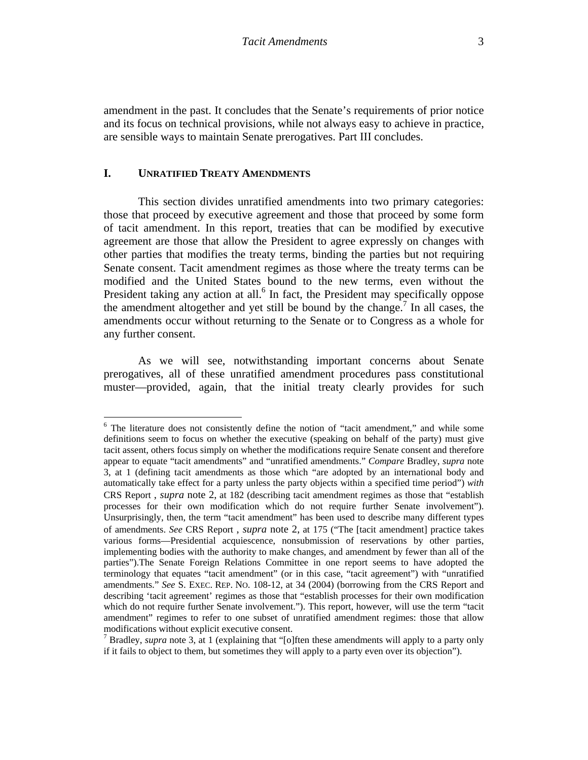amendment in the past. It concludes that the Senate's requirements of prior notice and its focus on technical provisions, while not always easy to achieve in practice, are sensible ways to maintain Senate prerogatives. Part III concludes.

## I. UNRATIFIED TREATY AMENDMENTS

This section divides unratified amendments into two primary categories: those that proceed by executive agreement and those that proceed by some form of tacit amendment. In this report, treaties that can be modified by executive agreement are those that allow the President to agree expressly on changes with other parties that modifies the treaty terms, binding the parties but not requiring Senate consent. Tacit amendment regimes as those where the treaty terms can be modified and the United States bound to the new terms, even without the President taking any action at all.[6] In fact, the President may specifically oppose the amendment altogether and yet still be bound by the change.[7] In all cases, the amendments occur without returning to the Senate or to Congress as a whole for any further consent.

As we will see, notwithstanding important concerns about Senate prerogatives, all of these unratified amendment procedures pass constitutional muster—provided, again, that the initial treaty clearly provides for such

---

[6] The literature does not consistently define the notion of "tacit amendment," and while some definitions seem to focus on whether the executive (speaking on behalf of the party) must give tacit assent, others focus simply on whether the modifications require Senate consent and therefore appear to equate "tacit amendments" and "unratified amendments." *Compare* Bradley, *supra* note 3, at 1 (defining tacit amendments as those which "are adopted by an international body and automatically take effect for a party unless the party objects within a specified time period") *with* CRS Report , *supra* note 2, at 182 (describing tacit amendment regimes as those that "establish processes for their own modification which do not require further Senate involvement"). Unsurprisingly, then, the term "tacit amendment" has been used to describe many different types of amendments. *See* CRS Report , *supra* note 2, at 175 ("The [tacit amendment] practice takes various forms—Presidential acquiescence, nonsubmission of reservations by other parties, implementing bodies with the authority to make changes, and amendment by fewer than all of the parties").The Senate Foreign Relations Committee in one report seems to have adopted the terminology that equates "tacit amendment" (or in this case, "tacit agreement") with "unratified amendments." *See* S. EXEC. REP. NO. 108-12, at 34 (2004) (borrowing from the CRS Report and describing 'tacit agreement' regimes as those that "establish processes for their own modification which do not require further Senate involvement."). This report, however, will use the term "tacit amendment" regimes to refer to one subset of unratified amendment regimes: those that allow modifications without explicit executive consent.

[7] Bradley, *supra* note 3, at 1 (explaining that "[o]ften these amendments will apply to a party only if it fails to object to them, but sometimes they will apply to a party even over its objection").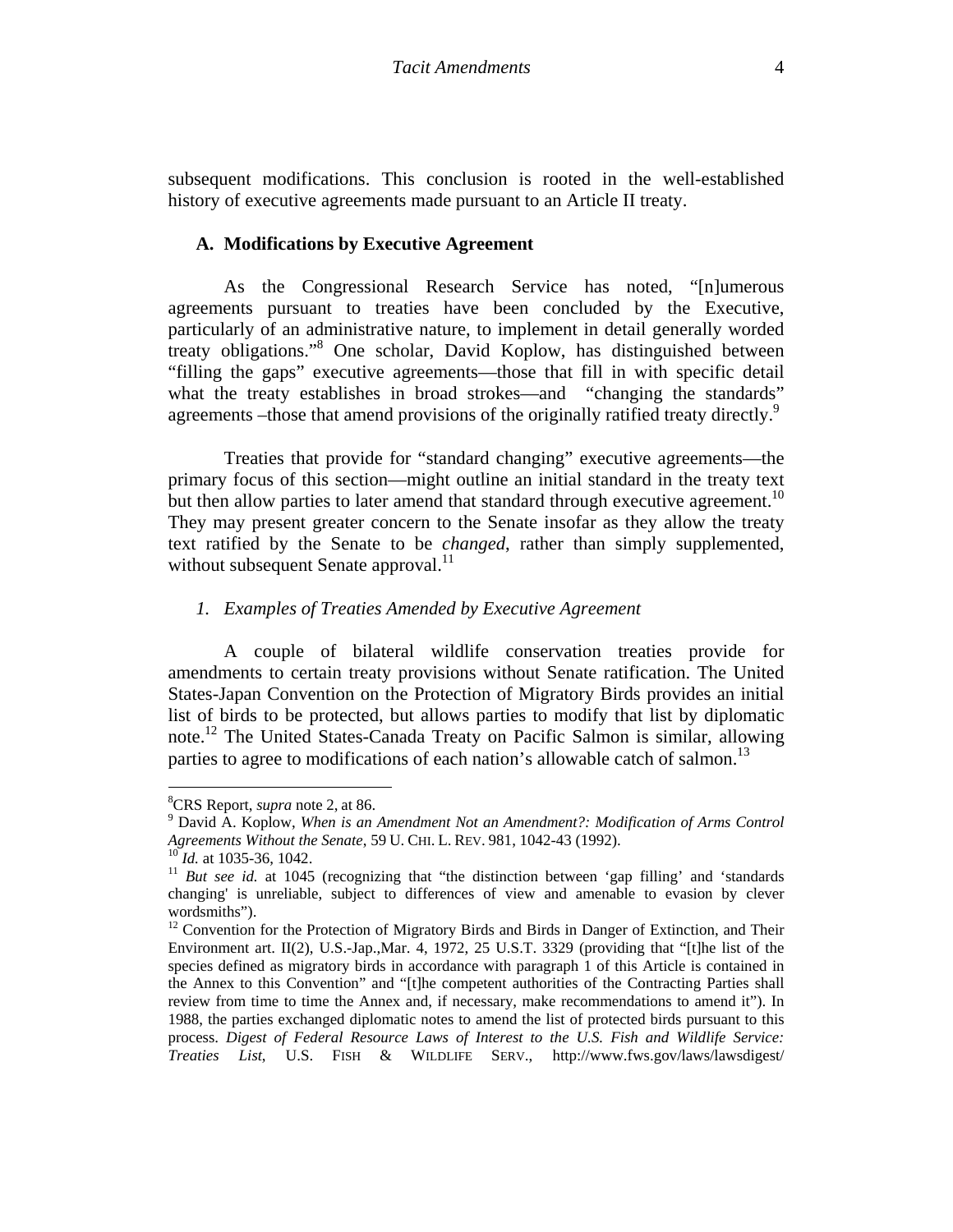subsequent modifications. This conclusion is rooted in the well-established history of executive agreements made pursuant to an Article II treaty.

### A. Modifications by Executive Agreement

As the Congressional Research Service has noted, "[n]umerous agreements pursuant to treaties have been concluded by the Executive, particularly of an administrative nature, to implement in detail generally worded treaty obligations."[8] One scholar, David Koplow, has distinguished between "filling the gaps" executive agreements—those that fill in with specific detail what the treaty establishes in broad strokes—and "changing the standards" agreements –those that amend provisions of the originally ratified treaty directly.[9]

Treaties that provide for "standard changing" executive agreements—the primary focus of this section—might outline an initial standard in the treaty text but then allow parties to later amend that standard through executive agreement.[10] They may present greater concern to the Senate insofar as they allow the treaty text ratified by the Senate to be *changed*, rather than simply supplemented, without subsequent Senate approval.[11]

#### *1. Examples of Treaties Amended by Executive Agreement*

A couple of bilateral wildlife conservation treaties provide for amendments to certain treaty provisions without Senate ratification. The United States-Japan Convention on the Protection of Migratory Birds provides an initial list of birds to be protected, but allows parties to modify that list by diplomatic note.[12] The United States-Canada Treaty on Pacific Salmon is similar, allowing parties to agree to modifications of each nation's allowable catch of salmon.[13]

---

[8] CRS Report, *supra* note 2, at 86.

[9] David A. Koplow, *When is an Amendment Not an Amendment?: Modification of Arms Control Agreements Without the Senate*, 59 U. CHI. L. REV. 981, 1042-43 (1992).

[10] *Id.* at 1035-36, 1042.

[11] *But see id.* at 1045 (recognizing that "the distinction between 'gap filling' and 'standards changing' is unreliable, subject to differences of view and amenable to evasion by clever wordsmiths").

[12] Convention for the Protection of Migratory Birds and Birds in Danger of Extinction, and Their Environment art. II(2), U.S.-Jap.,Mar. 4, 1972, 25 U.S.T. 3329 (providing that "[t]he list of the species defined as migratory birds in accordance with paragraph 1 of this Article is contained in the Annex to this Convention" and "[t]he competent authorities of the Contracting Parties shall review from time to time the Annex and, if necessary, make recommendations to amend it"). In 1988, the parties exchanged diplomatic notes to amend the list of protected birds pursuant to this process. *Digest of Federal Resource Laws of Interest to the U.S. Fish and Wildlife Service: Treaties List*, U.S. FISH & WILDLIFE SERV., http://www.fws.gov/laws/lawsdigest/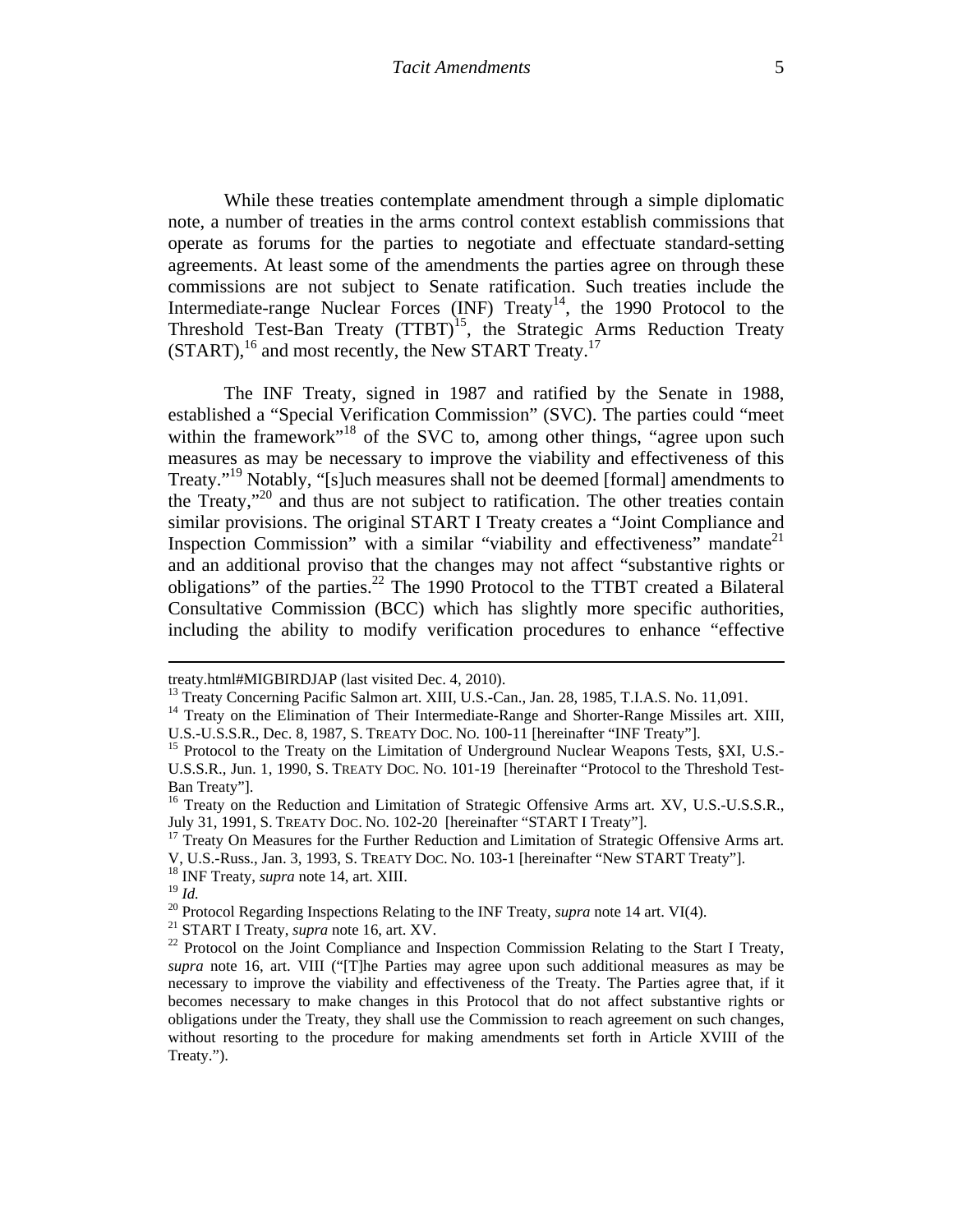While these treaties contemplate amendment through a simple diplomatic note, a number of treaties in the arms control context establish commissions that operate as forums for the parties to negotiate and effectuate standard-setting agreements. At least some of the amendments the parties agree on through these commissions are not subject to Senate ratification. Such treaties include the Intermediate-range Nuclear Forces (INF) Treaty[14], the 1990 Protocol to the Threshold Test-Ban Treaty (TTBT)[15], the Strategic Arms Reduction Treaty (START),[16] and most recently, the New START Treaty.[17]

The INF Treaty, signed in 1987 and ratified by the Senate in 1988, established a "Special Verification Commission" (SVC). The parties could "meet within the framework"[18] of the SVC to, among other things, "agree upon such measures as may be necessary to improve the viability and effectiveness of this Treaty."[19] Notably, "[s]uch measures shall not be deemed [formal] amendments to the Treaty,"[20] and thus are not subject to ratification. The other treaties contain similar provisions. The original START I Treaty creates a "Joint Compliance and Inspection Commission" with a similar "viability and effectiveness" mandate[21] and an additional proviso that the changes may not affect "substantive rights or obligations" of the parties.[22] The 1990 Protocol to the TTBT created a Bilateral Consultative Commission (BCC) which has slightly more specific authorities, including the ability to modify verification procedures to enhance "effective

---

treaty.html#MIGBIRDJAP (last visited Dec. 4, 2010).

[13] Treaty Concerning Pacific Salmon art. XIII, U.S.-Can., Jan. 28, 1985, T.I.A.S. No. 11,091.

[14] Treaty on the Elimination of Their Intermediate-Range and Shorter-Range Missiles art. XIII, U.S.-U.S.S.R., Dec. 8, 1987, S. TREATY DOC. NO. 100-11 [hereinafter "INF Treaty"].

[15] Protocol to the Treaty on the Limitation of Underground Nuclear Weapons Tests, §XI, U.S.-U.S.S.R., Jun. 1, 1990, S. TREATY DOC. NO. 101-19 [hereinafter "Protocol to the Threshold Test-Ban Treaty"].

[16] Treaty on the Reduction and Limitation of Strategic Offensive Arms art. XV, U.S.-U.S.S.R., July 31, 1991, S. TREATY DOC. NO. 102-20 [hereinafter "START I Treaty"].

[17] Treaty On Measures for the Further Reduction and Limitation of Strategic Offensive Arms art. V, U.S.-Russ., Jan. 3, 1993, S. TREATY DOC. NO. 103-1 [hereinafter "New START Treaty"].

[18] INF Treaty, *supra* note 14, art. XIII.

[19] *Id.*

[20] Protocol Regarding Inspections Relating to the INF Treaty, *supra* note 14 art. VI(4).

[21] START I Treaty, *supra* note 16, art. XV.

[22] Protocol on the Joint Compliance and Inspection Commission Relating to the Start I Treaty, *supra* note 16, art. VIII ("[T]he Parties may agree upon such additional measures as may be necessary to improve the viability and effectiveness of the Treaty. The Parties agree that, if it becomes necessary to make changes in this Protocol that do not affect substantive rights or obligations under the Treaty, they shall use the Commission to reach agreement on such changes, without resorting to the procedure for making amendments set forth in Article XVIII of the Treaty.").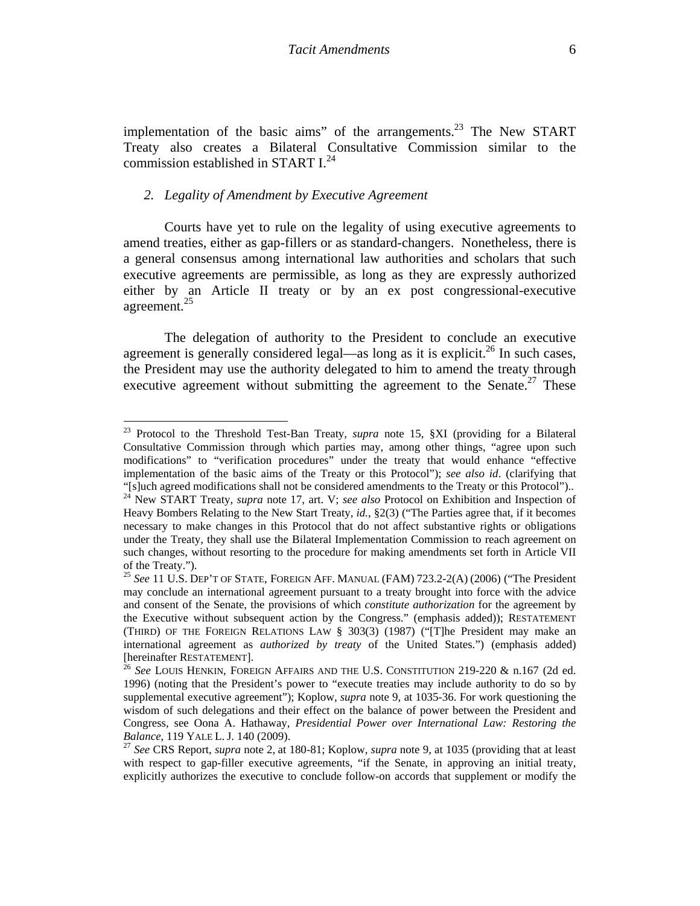implementation of the basic aims" of the arrangements.[23] The New START Treaty also creates a Bilateral Consultative Commission similar to the commission established in START I.[24]

### 2. *Legality of Amendment by Executive Agreement*

Courts have yet to rule on the legality of using executive agreements to amend treaties, either as gap-fillers or as standard-changers. Nonetheless, there is a general consensus among international law authorities and scholars that such executive agreements are permissible, as long as they are expressly authorized either by an Article II treaty or by an ex post congressional-executive agreement.[25]

The delegation of authority to the President to conclude an executive agreement is generally considered legal—as long as it is explicit.[26] In such cases, the President may use the authority delegated to him to amend the treaty through executive agreement without submitting the agreement to the Senate.[27] These

---

[23] Protocol to the Threshold Test-Ban Treaty, *supra* note 15, §XI (providing for a Bilateral Consultative Commission through which parties may, among other things, "agree upon such modifications" to "verification procedures" under the treaty that would enhance "effective implementation of the basic aims of the Treaty or this Protocol"); *see also id*. (clarifying that "[s]uch agreed modifications shall not be considered amendments to the Treaty or this Protocol")..

[24] New START Treaty, *supra* note 17, art. V; *see also* Protocol on Exhibition and Inspection of Heavy Bombers Relating to the New Start Treaty, *id.*, §2(3) ("The Parties agree that, if it becomes necessary to make changes in this Protocol that do not affect substantive rights or obligations under the Treaty, they shall use the Bilateral Implementation Commission to reach agreement on such changes, without resorting to the procedure for making amendments set forth in Article VII of the Treaty.").

[25] *See* 11 U.S. DEP'T OF STATE, FOREIGN AFF. MANUAL (FAM) 723.2-2(A) (2006) ("The President may conclude an international agreement pursuant to a treaty brought into force with the advice and consent of the Senate, the provisions of which *constitute authorization* for the agreement by the Executive without subsequent action by the Congress." (emphasis added)); RESTATEMENT (THIRD) OF THE FOREIGN RELATIONS LAW § 303(3) (1987) ("[T]he President may make an international agreement as *authorized by treaty* of the United States.") (emphasis added) [hereinafter RESTATEMENT].

[26] *See* LOUIS HENKIN, FOREIGN AFFAIRS AND THE U.S. CONSTITUTION 219-220 & n.167 (2d ed. 1996) (noting that the President's power to "execute treaties may include authority to do so by supplemental executive agreement"); Koplow, *supra* note 9, at 1035-36. For work questioning the wisdom of such delegations and their effect on the balance of power between the President and Congress, see Oona A. Hathaway, *Presidential Power over International Law: Restoring the Balance*, 119 YALE L. J. 140 (2009).

[27] *See* CRS Report, *supra* note 2, at 180-81; Koplow, *supra* note 9, at 1035 (providing that at least with respect to gap-filler executive agreements, "if the Senate, in approving an initial treaty, explicitly authorizes the executive to conclude follow-on accords that supplement or modify the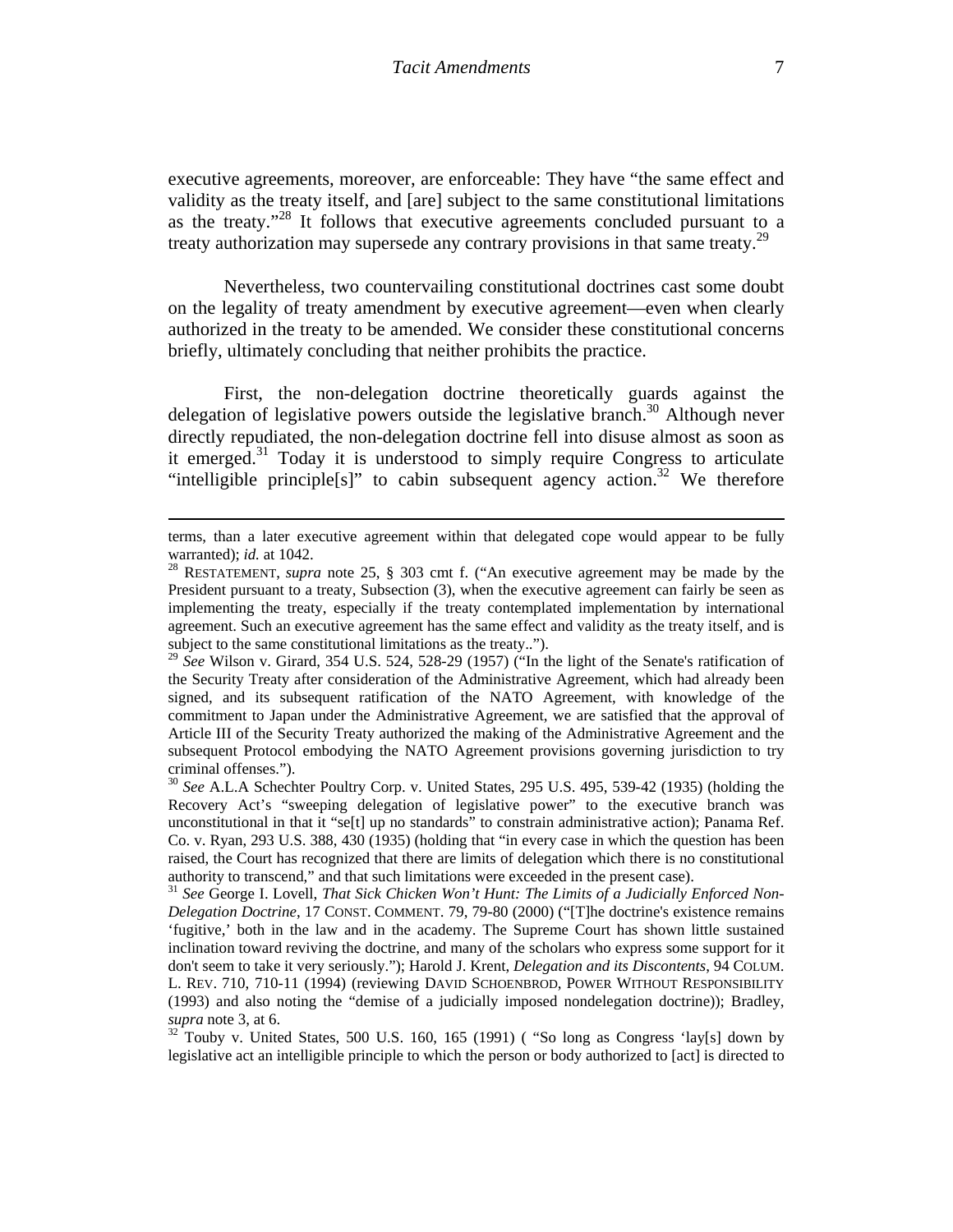executive agreements, moreover, are enforceable: They have "the same effect and validity as the treaty itself, and [are] subject to the same constitutional limitations as the treaty."[28] It follows that executive agreements concluded pursuant to a treaty authorization may supersede any contrary provisions in that same treaty.[29]

Nevertheless, two countervailing constitutional doctrines cast some doubt on the legality of treaty amendment by executive agreement—even when clearly authorized in the treaty to be amended. We consider these constitutional concerns briefly, ultimately concluding that neither prohibits the practice.

First, the non-delegation doctrine theoretically guards against the delegation of legislative powers outside the legislative branch.[30] Although never directly repudiated, the non-delegation doctrine fell into disuse almost as soon as it emerged.[31] Today it is understood to simply require Congress to articulate "intelligible principle[s]" to cabin subsequent agency action.[32] We therefore

---

terms, than a later executive agreement within that delegated cope would appear to be fully warranted); *id.* at 1042.

[28] RESTATEMENT, *supra* note 25, § 303 cmt f. ("An executive agreement may be made by the President pursuant to a treaty, Subsection (3), when the executive agreement can fairly be seen as implementing the treaty, especially if the treaty contemplated implementation by international agreement. Such an executive agreement has the same effect and validity as the treaty itself, and is subject to the same constitutional limitations as the treaty..").

[29] *See* Wilson v. Girard, 354 U.S. 524, 528-29 (1957) ("In the light of the Senate's ratification of the Security Treaty after consideration of the Administrative Agreement, which had already been signed, and its subsequent ratification of the NATO Agreement, with knowledge of the commitment to Japan under the Administrative Agreement, we are satisfied that the approval of Article III of the Security Treaty authorized the making of the Administrative Agreement and the subsequent Protocol embodying the NATO Agreement provisions governing jurisdiction to try criminal offenses.").

[30] *See* A.L.A Schechter Poultry Corp. v. United States, 295 U.S. 495, 539-42 (1935) (holding the Recovery Act's "sweeping delegation of legislative power" to the executive branch was unconstitutional in that it "se[t] up no standards" to constrain administrative action); Panama Ref. Co. v. Ryan, 293 U.S. 388, 430 (1935) (holding that "in every case in which the question has been raised, the Court has recognized that there are limits of delegation which there is no constitutional authority to transcend," and that such limitations were exceeded in the present case).

[31] *See* George I. Lovell, *That Sick Chicken Won't Hunt: The Limits of a Judicially Enforced Non-Delegation Doctrine*, 17 CONST. COMMENT. 79, 79-80 (2000) ("[T]he doctrine's existence remains 'fugitive,' both in the law and in the academy. The Supreme Court has shown little sustained inclination toward reviving the doctrine, and many of the scholars who express some support for it don't seem to take it very seriously."); Harold J. Krent, *Delegation and its Discontents*, 94 COLUM. L. REV. 710, 710-11 (1994) (reviewing DAVID SCHOENBROD, POWER WITHOUT RESPONSIBILITY (1993) and also noting the "demise of a judicially imposed nondelegation doctrine)); Bradley, *supra* note 3, at 6.

[32] Touby v. United States, 500 U.S. 160, 165 (1991) ( "So long as Congress 'lay[s] down by legislative act an intelligible principle to which the person or body authorized to [act] is directed to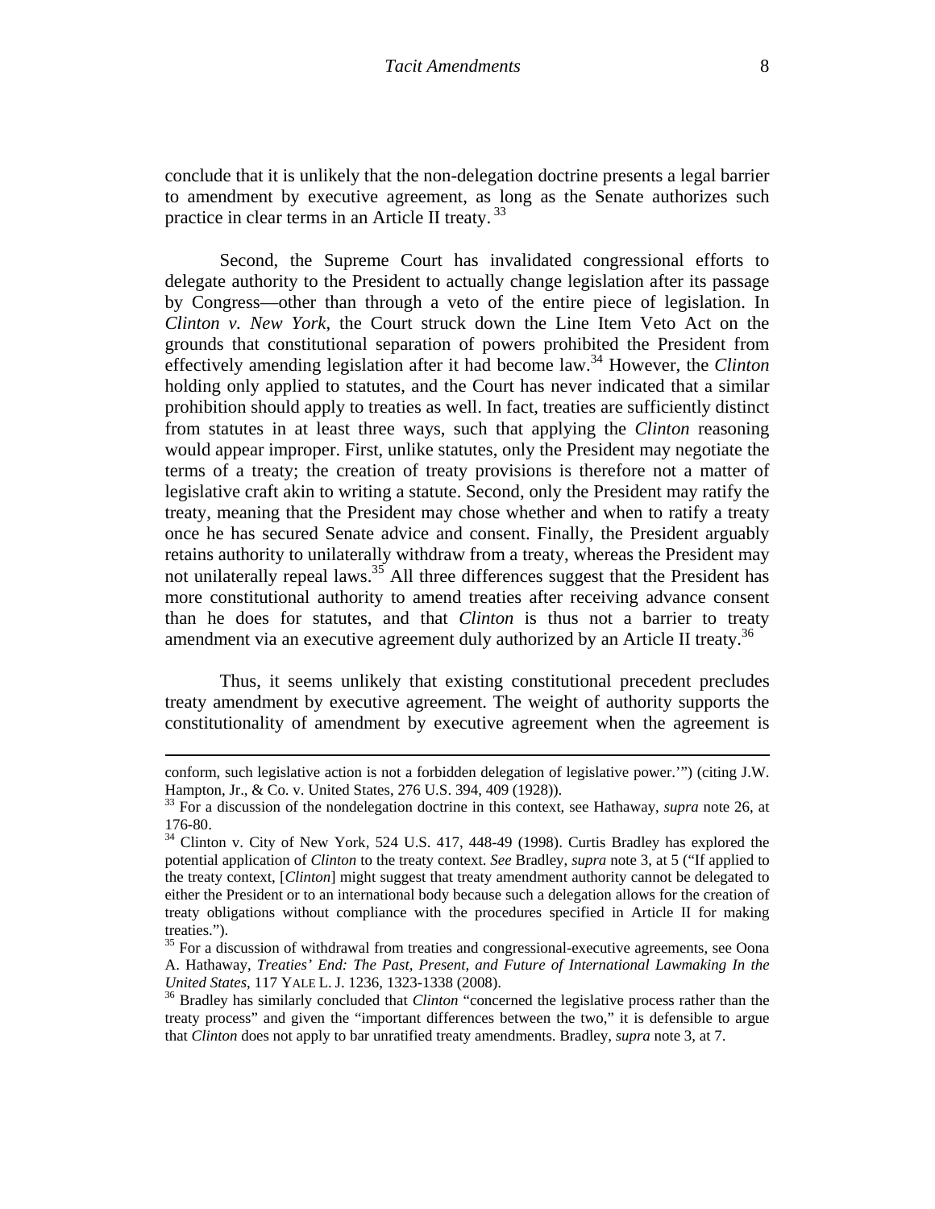conclude that it is unlikely that the non-delegation doctrine presents a legal barrier to amendment by executive agreement, as long as the Senate authorizes such practice in clear terms in an Article II treaty. [33]

Second, the Supreme Court has invalidated congressional efforts to delegate authority to the President to actually change legislation after its passage by Congress—other than through a veto of the entire piece of legislation. In *Clinton v. New York*, the Court struck down the Line Item Veto Act on the grounds that constitutional separation of powers prohibited the President from effectively amending legislation after it had become law.[34] However, the *Clinton* holding only applied to statutes, and the Court has never indicated that a similar prohibition should apply to treaties as well. In fact, treaties are sufficiently distinct from statutes in at least three ways, such that applying the *Clinton* reasoning would appear improper. First, unlike statutes, only the President may negotiate the terms of a treaty; the creation of treaty provisions is therefore not a matter of legislative craft akin to writing a statute. Second, only the President may ratify the treaty, meaning that the President may chose whether and when to ratify a treaty once he has secured Senate advice and consent. Finally, the President arguably retains authority to unilaterally withdraw from a treaty, whereas the President may not unilaterally repeal laws.[35] All three differences suggest that the President has more constitutional authority to amend treaties after receiving advance consent than he does for statutes, and that *Clinton* is thus not a barrier to treaty amendment via an executive agreement duly authorized by an Article II treaty.[36]

Thus, it seems unlikely that existing constitutional precedent precludes treaty amendment by executive agreement. The weight of authority supports the constitutionality of amendment by executive agreement when the agreement is

---

conform, such legislative action is not a forbidden delegation of legislative power.'") (citing J.W. Hampton, Jr., & Co. v. United States, 276 U.S. 394, 409 (1928)).

[33] For a discussion of the nondelegation doctrine in this context, see Hathaway, *supra* note 26, at 176-80.

[34] Clinton v. City of New York, 524 U.S. 417, 448-49 (1998). Curtis Bradley has explored the potential application of *Clinton* to the treaty context. *See* Bradley, *supra* note 3, at 5 ("If applied to the treaty context, [*Clinton*] might suggest that treaty amendment authority cannot be delegated to either the President or to an international body because such a delegation allows for the creation of treaty obligations without compliance with the procedures specified in Article II for making treaties.").

[35] For a discussion of withdrawal from treaties and congressional-executive agreements, see Oona A. Hathaway, *Treaties' End: The Past, Present, and Future of International Lawmaking In the United States*, 117 YALE L. J. 1236, 1323-1338 (2008).

[36] Bradley has similarly concluded that *Clinton* "concerned the legislative process rather than the treaty process" and given the "important differences between the two," it is defensible to argue that *Clinton* does not apply to bar unratified treaty amendments. Bradley, *supra* note 3, at 7.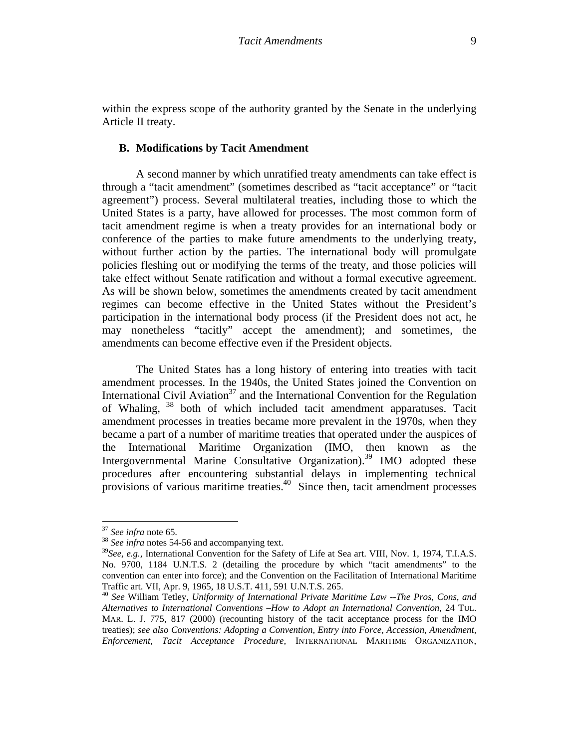within the express scope of the authority granted by the Senate in the underlying Article II treaty.

### B. Modifications by Tacit Amendment

A second manner by which unratified treaty amendments can take effect is through a "tacit amendment" (sometimes described as "tacit acceptance" or "tacit agreement") process. Several multilateral treaties, including those to which the United States is a party, have allowed for processes. The most common form of tacit amendment regime is when a treaty provides for an international body or conference of the parties to make future amendments to the underlying treaty, without further action by the parties. The international body will promulgate policies fleshing out or modifying the terms of the treaty, and those policies will take effect without Senate ratification and without a formal executive agreement. As will be shown below, sometimes the amendments created by tacit amendment regimes can become effective in the United States without the President's participation in the international body process (if the President does not act, he may nonetheless "tacitly" accept the amendment); and sometimes, the amendments can become effective even if the President objects.

The United States has a long history of entering into treaties with tacit amendment processes. In the 1940s, the United States joined the Convention on International Civil Aviation[37] and the International Convention for the Regulation of Whaling,[38] both of which included tacit amendment apparatuses. Tacit amendment processes in treaties became more prevalent in the 1970s, when they became a part of a number of maritime treaties that operated under the auspices of the International Maritime Organization (IMO, then known as the Intergovernmental Marine Consultative Organization).[39] IMO adopted these procedures after encountering substantial delays in implementing technical provisions of various maritime treaties.[40] Since then, tacit amendment processes

---

[37] *See infra* note 65.

[38] *See infra* notes 54-56 and accompanying text.

[39] *See, e.g.,* International Convention for the Safety of Life at Sea art. VIII, Nov. 1, 1974, T.I.A.S. No. 9700, 1184 U.N.T.S. 2 (detailing the procedure by which "tacit amendments" to the convention can enter into force); and the Convention on the Facilitation of International Maritime Traffic art. VII, Apr. 9, 1965, 18 U.S.T. 411, 591 U.N.T.S. 265.

[40] *See* William Tetley, *Uniformity of International Private Maritime Law --The Pros, Cons, and Alternatives to International Conventions –How to Adopt an International Convention*, 24 TUL. MAR. L. J. 775, 817 (2000) (recounting history of the tacit acceptance process for the IMO treaties); *see also Conventions: Adopting a Convention, Entry into Force, Accession, Amendment, Enforcement, Tacit Acceptance Procedure,* INTERNATIONAL MARITIME ORGANIZATION,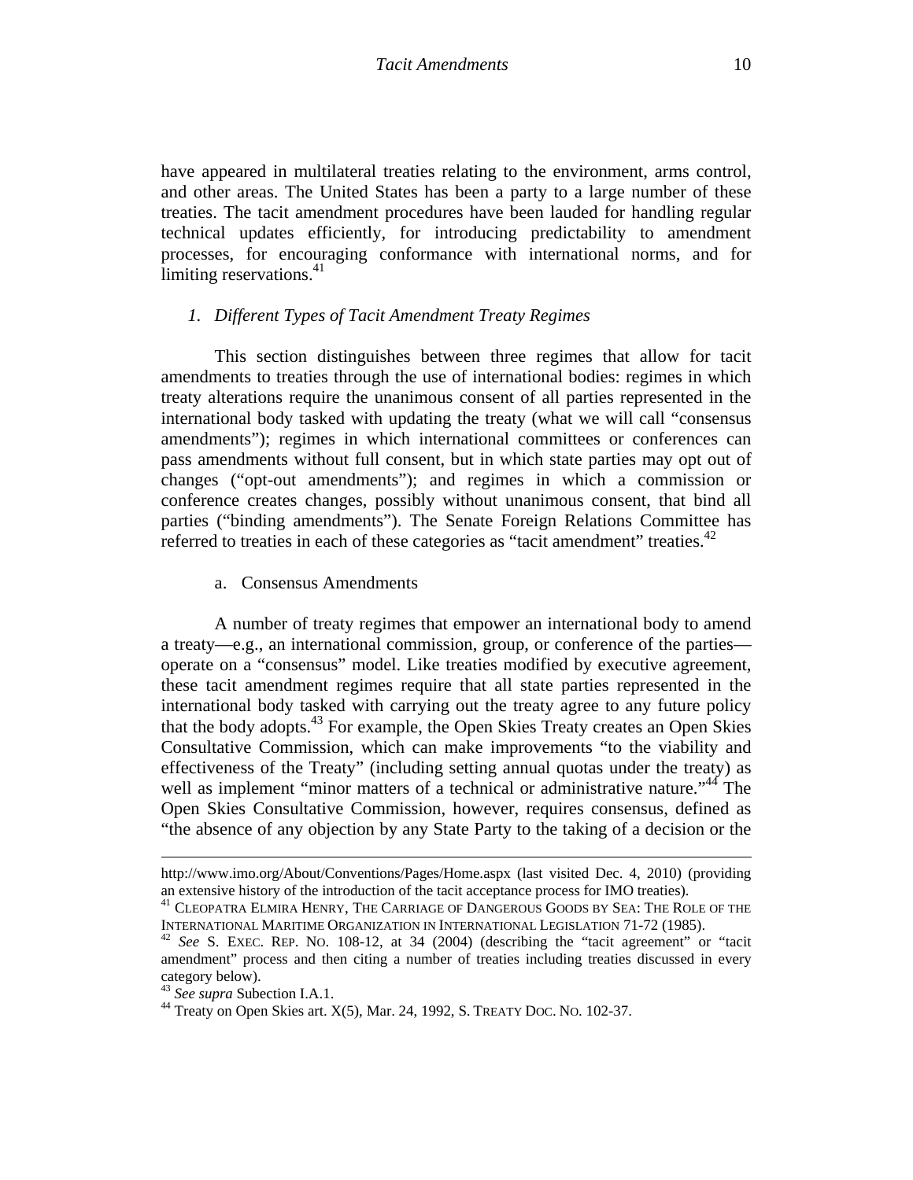have appeared in multilateral treaties relating to the environment, arms control, and other areas. The United States has been a party to a large number of these treaties. The tacit amendment procedures have been lauded for handling regular technical updates efficiently, for introducing predictability to amendment processes, for encouraging conformance with international norms, and for limiting reservations.[41]

### *1. Different Types of Tacit Amendment Treaty Regimes*

This section distinguishes between three regimes that allow for tacit amendments to treaties through the use of international bodies: regimes in which treaty alterations require the unanimous consent of all parties represented in the international body tasked with updating the treaty (what we will call "consensus amendments"); regimes in which international committees or conferences can pass amendments without full consent, but in which state parties may opt out of changes ("opt-out amendments"); and regimes in which a commission or conference creates changes, possibly without unanimous consent, that bind all parties ("binding amendments"). The Senate Foreign Relations Committee has referred to treaties in each of these categories as "tacit amendment" treaties.[42]

#### a. Consensus Amendments

A number of treaty regimes that empower an international body to amend a treaty—e.g., an international commission, group, or conference of the parties—operate on a "consensus" model. Like treaties modified by executive agreement, these tacit amendment regimes require that all state parties represented in the international body tasked with carrying out the treaty agree to any future policy that the body adopts.[43] For example, the Open Skies Treaty creates an Open Skies Consultative Commission, which can make improvements "to the viability and effectiveness of the Treaty" (including setting annual quotas under the treaty) as well as implement "minor matters of a technical or administrative nature."[44] The Open Skies Consultative Commission, however, requires consensus, defined as "the absence of any objection by any State Party to the taking of a decision or the

---

http://www.imo.org/About/Conventions/Pages/Home.aspx (last visited Dec. 4, 2010) (providing an extensive history of the introduction of the tacit acceptance process for IMO treaties).

[41] Cleopatra Elmira Henry, The Carriage of Dangerous Goods by Sea: The Role of the International Maritime Organization in International Legislation 71-72 (1985).

[42] *See* S. Exec. Rep. No. 108-12, at 34 (2004) (describing the "tacit agreement" or "tacit amendment" process and then citing a number of treaties including treaties discussed in every category below).

[43] *See supra* Subsection I.A.1.

[44] Treaty on Open Skies art. X(5), Mar. 24, 1992, S. Treaty Doc. No. 102-37.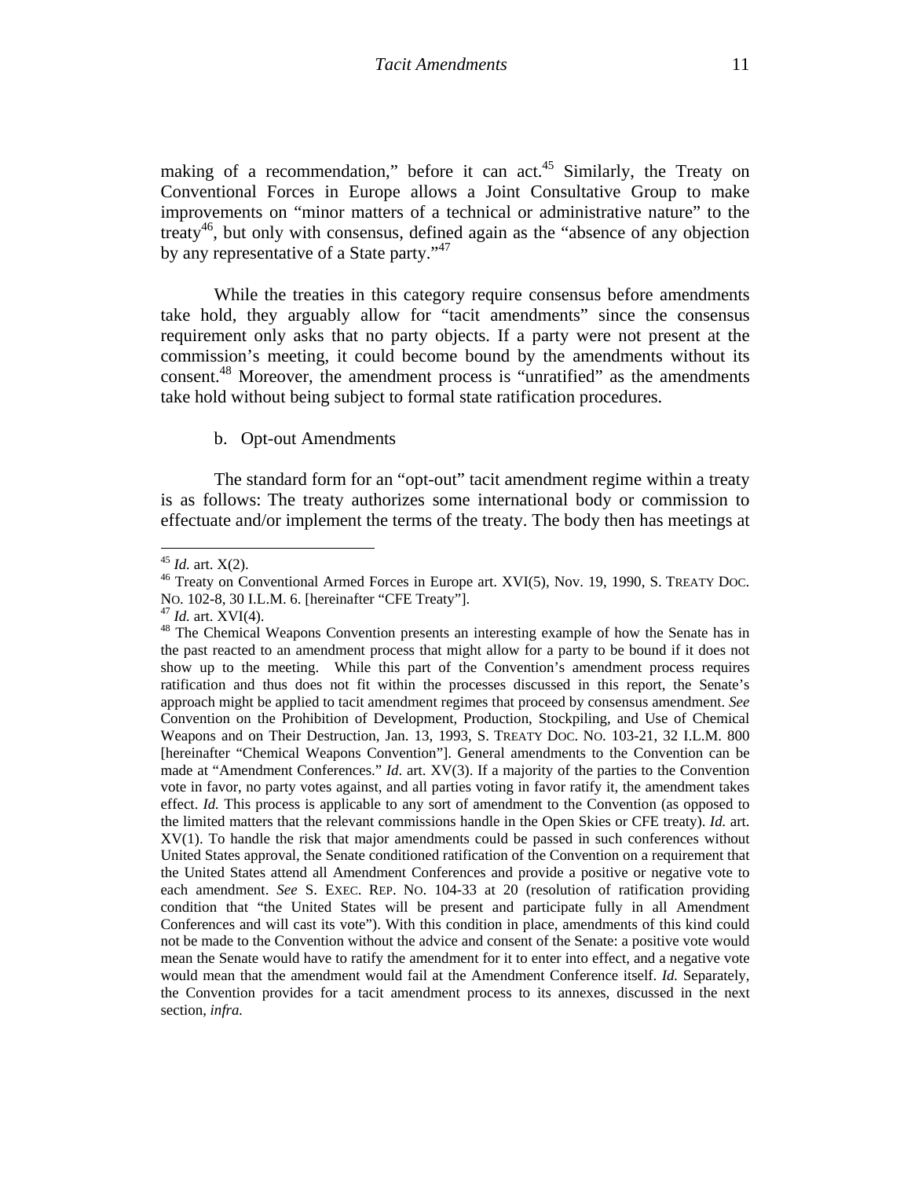making of a recommendation," before it can act.[45] Similarly, the Treaty on Conventional Forces in Europe allows a Joint Consultative Group to make improvements on "minor matters of a technical or administrative nature" to the treaty[46], but only with consensus, defined again as the "absence of any objection by any representative of a State party."[47]

While the treaties in this category require consensus before amendments take hold, they arguably allow for "tacit amendments" since the consensus requirement only asks that no party objects. If a party were not present at the commission's meeting, it could become bound by the amendments without its consent.[48] Moreover, the amendment process is "unratified" as the amendments take hold without being subject to formal state ratification procedures.

b. Opt-out Amendments

The standard form for an "opt-out" tacit amendment regime within a treaty is as follows: The treaty authorizes some international body or commission to effectuate and/or implement the terms of the treaty. The body then has meetings at

---

[45] *Id.* art. X(2).

[46] Treaty on Conventional Armed Forces in Europe art. XVI(5), Nov. 19, 1990, S. TREATY DOC. NO. 102-8, 30 I.L.M. 6. [hereinafter "CFE Treaty"].

[47] *Id.* art. XVI(4).

[48] The Chemical Weapons Convention presents an interesting example of how the Senate has in the past reacted to an amendment process that might allow for a party to be bound if it does not show up to the meeting. While this part of the Convention's amendment process requires ratification and thus does not fit within the processes discussed in this report, the Senate's approach might be applied to tacit amendment regimes that proceed by consensus amendment. *See* Convention on the Prohibition of Development, Production, Stockpiling, and Use of Chemical Weapons and on Their Destruction, Jan. 13, 1993, S. TREATY DOC. NO. 103-21, 32 I.L.M. 800 [hereinafter "Chemical Weapons Convention"]. General amendments to the Convention can be made at "Amendment Conferences." *Id*. art. XV(3). If a majority of the parties to the Convention vote in favor, no party votes against, and all parties voting in favor ratify it, the amendment takes effect. *Id.* This process is applicable to any sort of amendment to the Convention (as opposed to the limited matters that the relevant commissions handle in the Open Skies or CFE treaty). *Id.* art. XV(1). To handle the risk that major amendments could be passed in such conferences without United States approval, the Senate conditioned ratification of the Convention on a requirement that the United States attend all Amendment Conferences and provide a positive or negative vote to each amendment. *See* S. EXEC. REP. NO. 104-33 at 20 (resolution of ratification providing condition that "the United States will be present and participate fully in all Amendment Conferences and will cast its vote"). With this condition in place, amendments of this kind could not be made to the Convention without the advice and consent of the Senate: a positive vote would mean the Senate would have to ratify the amendment for it to enter into effect, and a negative vote would mean that the amendment would fail at the Amendment Conference itself. *Id.* Separately, the Convention provides for a tacit amendment process to its annexes, discussed in the next section, *infra.*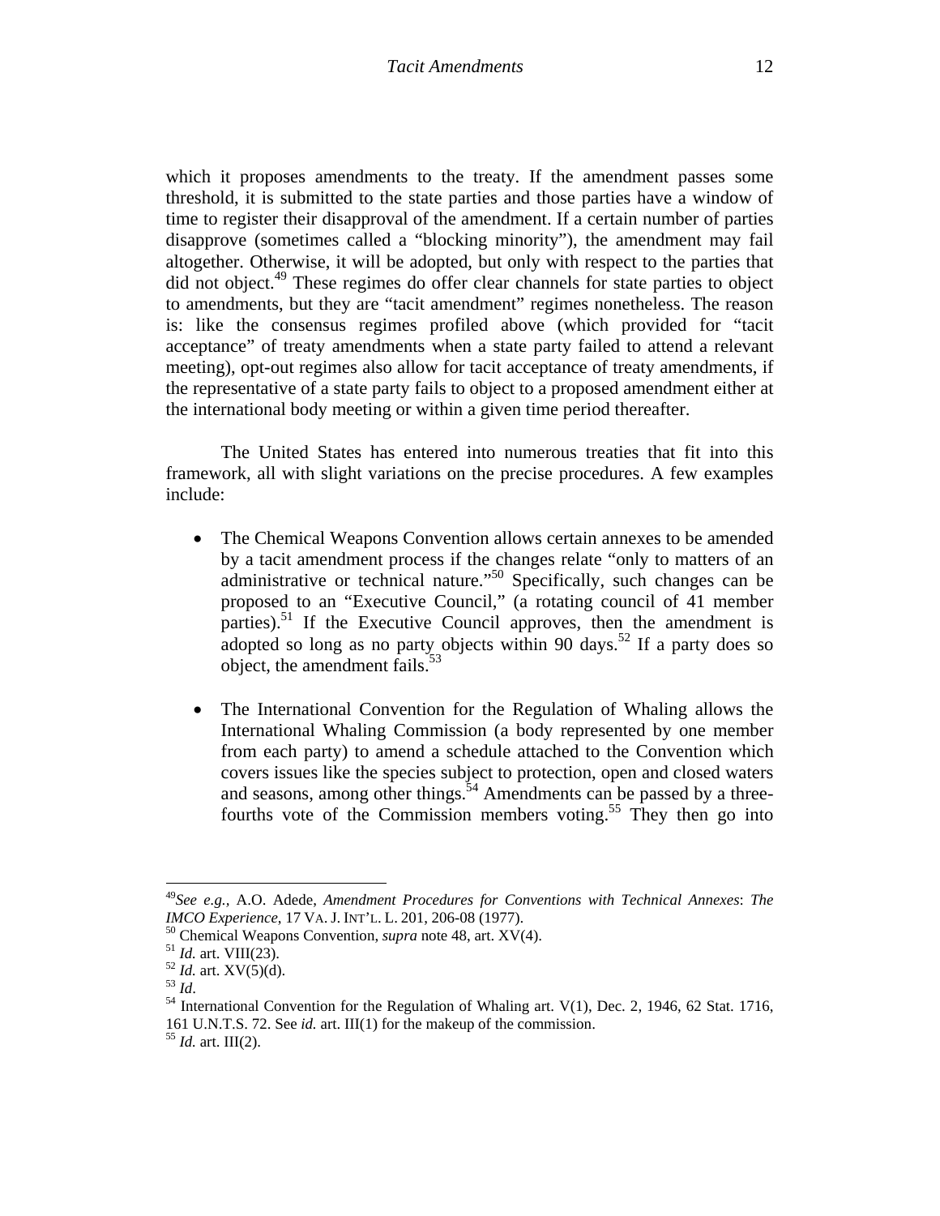which it proposes amendments to the treaty. If the amendment passes some threshold, it is submitted to the state parties and those parties have a window of time to register their disapproval of the amendment. If a certain number of parties disapprove (sometimes called a "blocking minority"), the amendment may fail altogether. Otherwise, it will be adopted, but only with respect to the parties that did not object.[49] These regimes do offer clear channels for state parties to object to amendments, but they are "tacit amendment" regimes nonetheless. The reason is: like the consensus regimes profiled above (which provided for "tacit acceptance" of treaty amendments when a state party failed to attend a relevant meeting), opt-out regimes also allow for tacit acceptance of treaty amendments, if the representative of a state party fails to object to a proposed amendment either at the international body meeting or within a given time period thereafter.

The United States has entered into numerous treaties that fit into this framework, all with slight variations on the precise procedures. A few examples include:

- The Chemical Weapons Convention allows certain annexes to be amended by a tacit amendment process if the changes relate "only to matters of an administrative or technical nature."[50] Specifically, such changes can be proposed to an "Executive Council," (a rotating council of 41 member parties).[51] If the Executive Council approves, then the amendment is adopted so long as no party objects within 90 days.[52] If a party does so object, the amendment fails.[53]

- The International Convention for the Regulation of Whaling allows the International Whaling Commission (a body represented by one member from each party) to amend a schedule attached to the Convention which covers issues like the species subject to protection, open and closed waters and seasons, among other things.[54] Amendments can be passed by a three-fourths vote of the Commission members voting.[55] They then go into

---

[49] *See e.g.*, A.O. Adede, *Amendment Procedures for Conventions with Technical Annexes*: *The IMCO Experience*, 17 VA. J. INT'L. L. 201, 206-08 (1977).

[50] Chemical Weapons Convention, *supra* note 48, art. XV(4).

[51] *Id.* art. VIII(23).

[52] *Id.* art. XV(5)(d).

[53] *Id*.

[54] International Convention for the Regulation of Whaling art. V(1), Dec. 2, 1946, 62 Stat. 1716, 161 U.N.T.S. 72. See *id.* art. III(1) for the makeup of the commission.

[55] *Id.* art. III(2).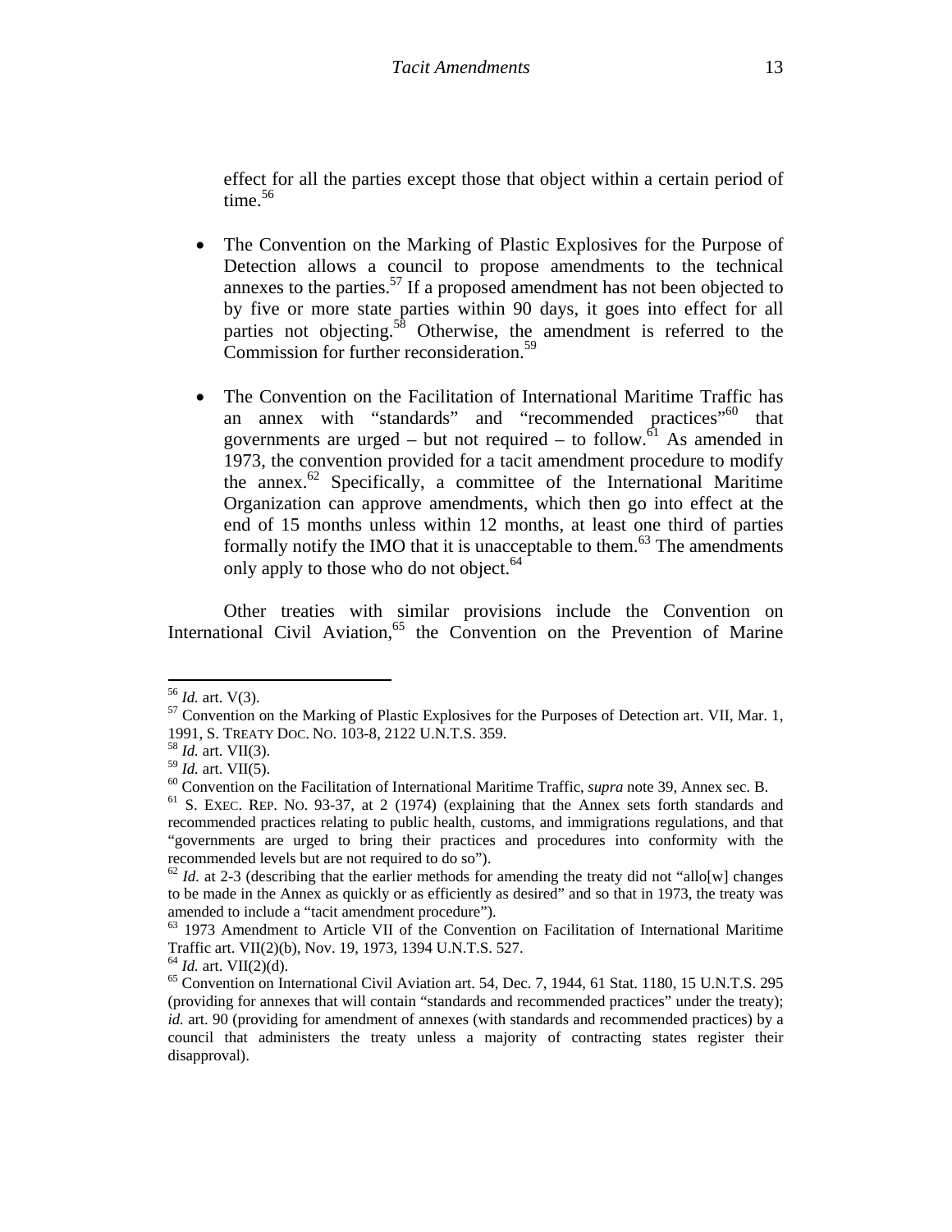effect for all the parties except those that object within a certain period of time.[56]

- The Convention on the Marking of Plastic Explosives for the Purpose of Detection allows a council to propose amendments to the technical annexes to the parties.[57] If a proposed amendment has not been objected to by five or more state parties within 90 days, it goes into effect for all parties not objecting.[58] Otherwise, the amendment is referred to the Commission for further reconsideration.[59]

- The Convention on the Facilitation of International Maritime Traffic has an annex with "standards" and "recommended practices"[60] that governments are urged – but not required – to follow.[61] As amended in 1973, the convention provided for a tacit amendment procedure to modify the annex.[62] Specifically, a committee of the International Maritime Organization can approve amendments, which then go into effect at the end of 15 months unless within 12 months, at least one third of parties formally notify the IMO that it is unacceptable to them.[63] The amendments only apply to those who do not object.[64]

Other treaties with similar provisions include the Convention on International Civil Aviation,[65] the Convention on the Prevention of Marine

---

[56] *Id.* art. V(3).

[57] Convention on the Marking of Plastic Explosives for the Purposes of Detection art. VII, Mar. 1, 1991, S. TREATY DOC. NO. 103-8, 2122 U.N.T.S. 359.

[58] *Id.* art. VII(3).

[59] *Id.* art. VII(5).

[60] Convention on the Facilitation of International Maritime Traffic, *supra* note 39, Annex sec. B.

[61] S. EXEC. REP. NO. 93-37, at 2 (1974) (explaining that the Annex sets forth standards and recommended practices relating to public health, customs, and immigrations regulations, and that "governments are urged to bring their practices and procedures into conformity with the recommended levels but are not required to do so").

[62] *Id.* at 2-3 (describing that the earlier methods for amending the treaty did not "allo[w] changes to be made in the Annex as quickly or as efficiently as desired" and so that in 1973, the treaty was amended to include a "tacit amendment procedure").

[63] 1973 Amendment to Article VII of the Convention on Facilitation of International Maritime Traffic art. VII(2)(b), Nov. 19, 1973, 1394 U.N.T.S. 527.

[64] *Id.* art. VII(2)(d).

[65] Convention on International Civil Aviation art. 54, Dec. 7, 1944, 61 Stat. 1180, 15 U.N.T.S. 295 (providing for annexes that will contain "standards and recommended practices" under the treaty); *id.* art. 90 (providing for amendment of annexes (with standards and recommended practices) by a council that administers the treaty unless a majority of contracting states register their disapproval).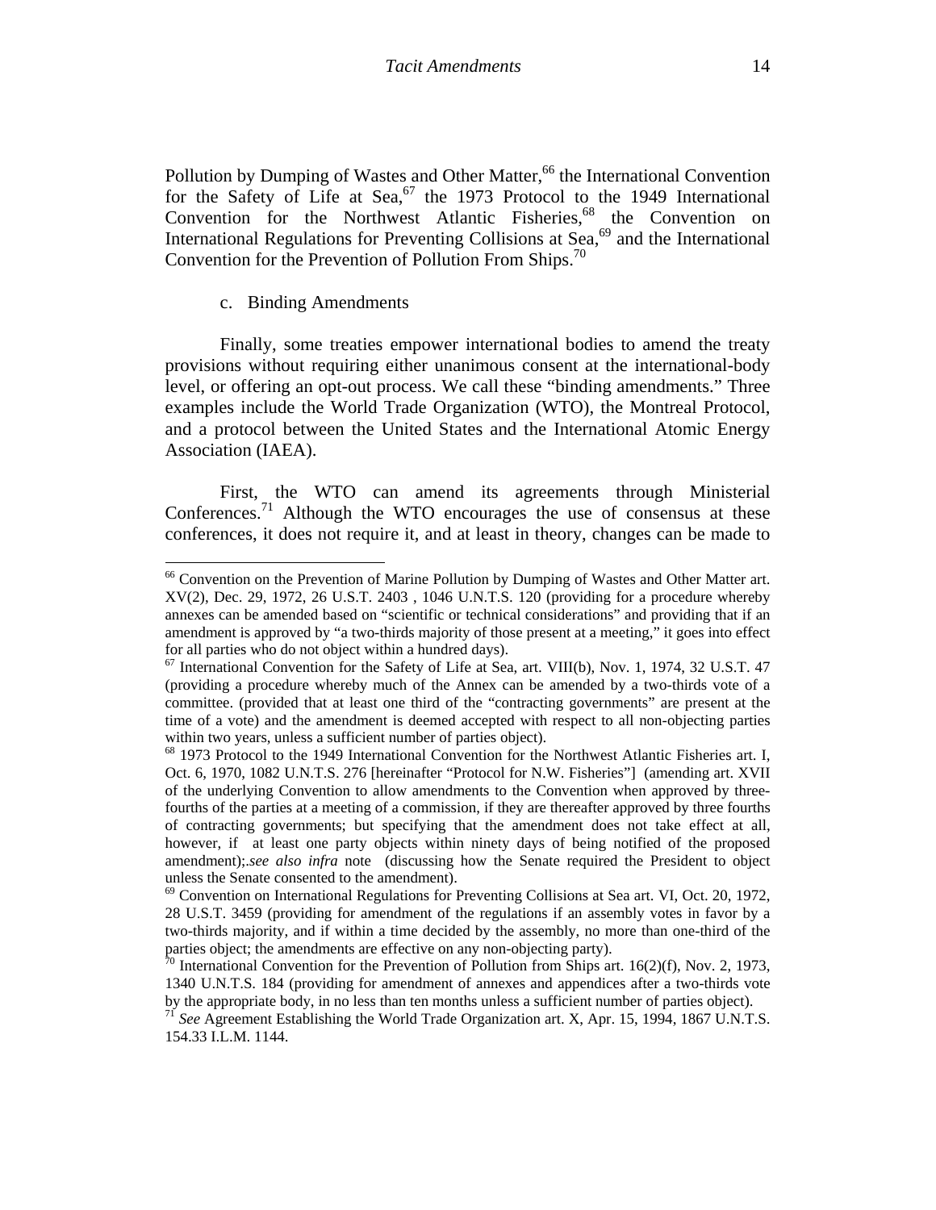Pollution by Dumping of Wastes and Other Matter,[66] the International Convention for the Safety of Life at Sea,[67] the 1973 Protocol to the 1949 International Convention for the Northwest Atlantic Fisheries,[68] the Convention on International Regulations for Preventing Collisions at Sea,[69] and the International Convention for the Prevention of Pollution From Ships.[70]

c. Binding Amendments

Finally, some treaties empower international bodies to amend the treaty provisions without requiring either unanimous consent at the international-body level, or offering an opt-out process. We call these "binding amendments." Three examples include the World Trade Organization (WTO), the Montreal Protocol, and a protocol between the United States and the International Atomic Energy Association (IAEA).

First, the WTO can amend its agreements through Ministerial Conferences.[71] Although the WTO encourages the use of consensus at these conferences, it does not require it, and at least in theory, changes can be made to

---

[66] Convention on the Prevention of Marine Pollution by Dumping of Wastes and Other Matter art. XV(2), Dec. 29, 1972, 26 U.S.T. 2403 , 1046 U.N.T.S. 120 (providing for a procedure whereby annexes can be amended based on "scientific or technical considerations" and providing that if an amendment is approved by "a two-thirds majority of those present at a meeting," it goes into effect for all parties who do not object within a hundred days).

[67] International Convention for the Safety of Life at Sea, art. VIII(b), Nov. 1, 1974, 32 U.S.T. 47 (providing a procedure whereby much of the Annex can be amended by a two-thirds vote of a committee. (provided that at least one third of the "contracting governments" are present at the time of a vote) and the amendment is deemed accepted with respect to all non-objecting parties within two years, unless a sufficient number of parties object).

[68] 1973 Protocol to the 1949 International Convention for the Northwest Atlantic Fisheries art. I, Oct. 6, 1970, 1082 U.N.T.S. 276 [hereinafter "Protocol for N.W. Fisheries"] (amending art. XVII of the underlying Convention to allow amendments to the Convention when approved by three-fourths of the parties at a meeting of a commission, if they are thereafter approved by three fourths of contracting governments; but specifying that the amendment does not take effect at all, however, if at least one party objects within ninety days of being notified of the proposed amendment);.*see also infra* note (discussing how the Senate required the President to object unless the Senate consented to the amendment).

[69] Convention on International Regulations for Preventing Collisions at Sea art. VI, Oct. 20, 1972, 28 U.S.T. 3459 (providing for amendment of the regulations if an assembly votes in favor by a two-thirds majority, and if within a time decided by the assembly, no more than one-third of the parties object; the amendments are effective on any non-objecting party).

[70] International Convention for the Prevention of Pollution from Ships art. 16(2)(f), Nov. 2, 1973, 1340 U.N.T.S. 184 (providing for amendment of annexes and appendices after a two-thirds vote by the appropriate body, in no less than ten months unless a sufficient number of parties object).

[71] *See* Agreement Establishing the World Trade Organization art. X, Apr. 15, 1994, 1867 U.N.T.S. 154.33 I.L.M. 1144.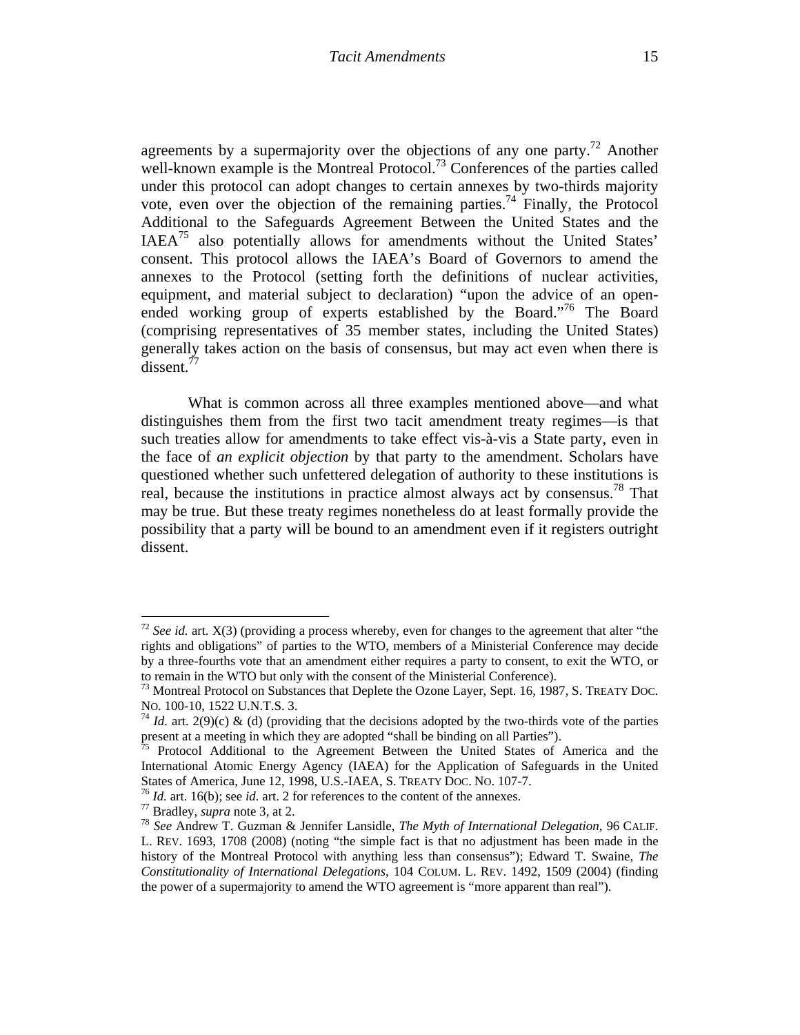agreements by a supermajority over the objections of any one party.[72] Another well-known example is the Montreal Protocol.[73] Conferences of the parties called under this protocol can adopt changes to certain annexes by two-thirds majority vote, even over the objection of the remaining parties.[74] Finally, the Protocol Additional to the Safeguards Agreement Between the United States and the IAEA[75] also potentially allows for amendments without the United States' consent. This protocol allows the IAEA's Board of Governors to amend the annexes to the Protocol (setting forth the definitions of nuclear activities, equipment, and material subject to declaration) "upon the advice of an open-ended working group of experts established by the Board."[76] The Board (comprising representatives of 35 member states, including the United States) generally takes action on the basis of consensus, but may act even when there is dissent.[77]

What is common across all three examples mentioned above—and what distinguishes them from the first two tacit amendment treaty regimes—is that such treaties allow for amendments to take effect vis-à-vis a State party, even in the face of *an explicit objection* by that party to the amendment. Scholars have questioned whether such unfettered delegation of authority to these institutions is real, because the institutions in practice almost always act by consensus.[78] That may be true. But these treaty regimes nonetheless do at least formally provide the possibility that a party will be bound to an amendment even if it registers outright dissent.

---

[72] *See id.* art. X(3) (providing a process whereby, even for changes to the agreement that alter "the rights and obligations" of parties to the WTO, members of a Ministerial Conference may decide by a three-fourths vote that an amendment either requires a party to consent, to exit the WTO, or to remain in the WTO but only with the consent of the Ministerial Conference).

[73] Montreal Protocol on Substances that Deplete the Ozone Layer, Sept. 16, 1987, S. TREATY DOC. NO. 100-10, 1522 U.N.T.S. 3.

[74] *Id.* art. 2(9)(c) & (d) (providing that the decisions adopted by the two-thirds vote of the parties present at a meeting in which they are adopted "shall be binding on all Parties").

[75] Protocol Additional to the Agreement Between the United States of America and the International Atomic Energy Agency (IAEA) for the Application of Safeguards in the United States of America, June 12, 1998, U.S.-IAEA, S. TREATY DOC. NO. 107-7.

[76] *Id.* art. 16(b); see *id.* art. 2 for references to the content of the annexes.

[77] Bradley, *supra* note 3, at 2.

[78] *See* Andrew T. Guzman & Jennifer Lansidle, *The Myth of International Delegation*, 96 CALIF. L. REV. 1693, 1708 (2008) (noting "the simple fact is that no adjustment has been made in the history of the Montreal Protocol with anything less than consensus"); Edward T. Swaine, *The Constitutionality of International Delegations*, 104 COLUM. L. REV. 1492, 1509 (2004) (finding the power of a supermajority to amend the WTO agreement is "more apparent than real").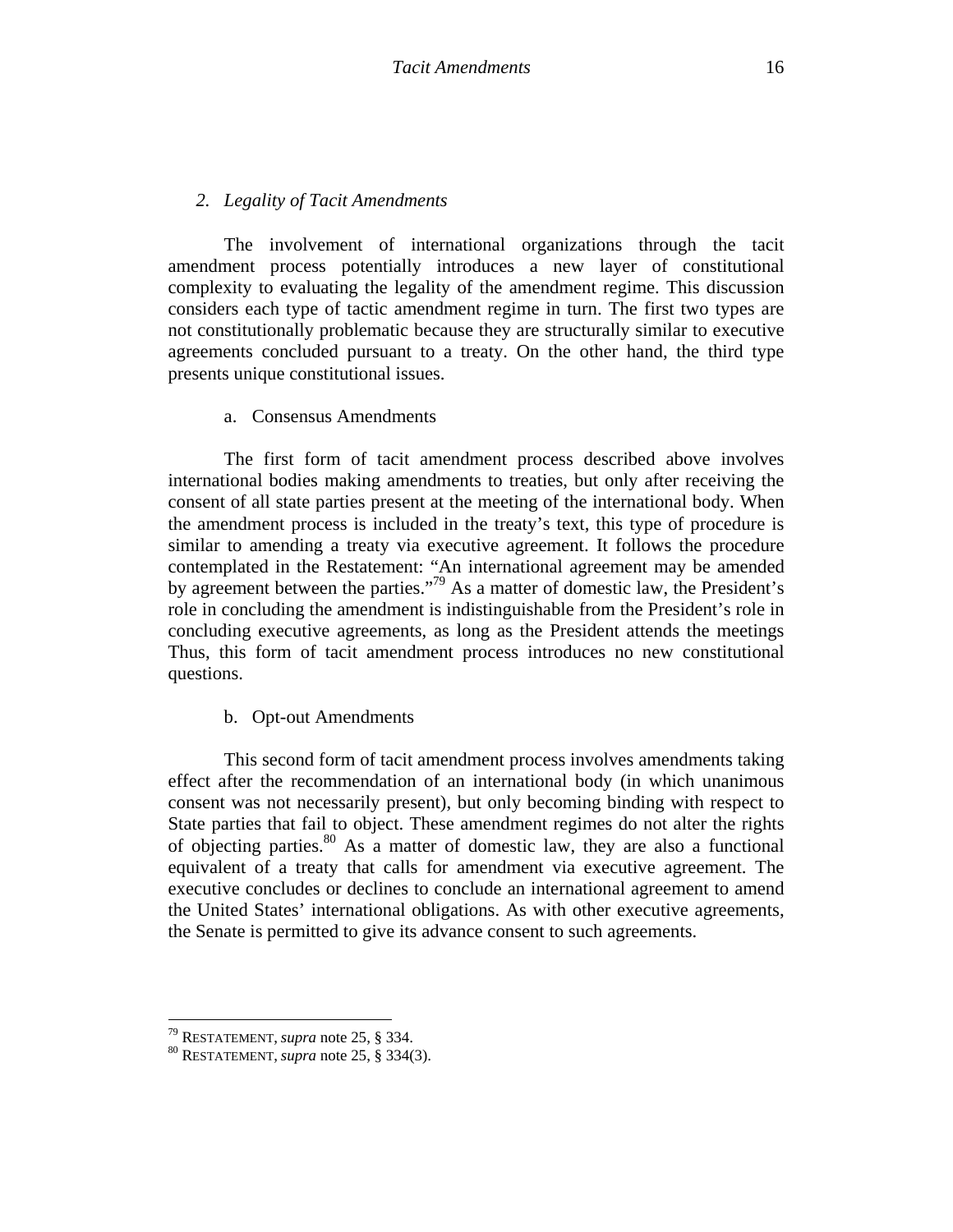### 2. *Legality of Tacit Amendments*

The involvement of international organizations through the tacit amendment process potentially introduces a new layer of constitutional complexity to evaluating the legality of the amendment regime. This discussion considers each type of tactic amendment regime in turn. The first two types are not constitutionally problematic because they are structurally similar to executive agreements concluded pursuant to a treaty. On the other hand, the third type presents unique constitutional issues.

#### a. Consensus Amendments

The first form of tacit amendment process described above involves international bodies making amendments to treaties, but only after receiving the consent of all state parties present at the meeting of the international body. When the amendment process is included in the treaty's text, this type of procedure is similar to amending a treaty via executive agreement. It follows the procedure contemplated in the Restatement: "An international agreement may be amended by agreement between the parties."[79] As a matter of domestic law, the President's role in concluding the amendment is indistinguishable from the President's role in concluding executive agreements, as long as the President attends the meetings Thus, this form of tacit amendment process introduces no new constitutional questions.

#### b. Opt-out Amendments

This second form of tacit amendment process involves amendments taking effect after the recommendation of an international body (in which unanimous consent was not necessarily present), but only becoming binding with respect to State parties that fail to object. These amendment regimes do not alter the rights of objecting parties.[80] As a matter of domestic law, they are also a functional equivalent of a treaty that calls for amendment via executive agreement. The executive concludes or declines to conclude an international agreement to amend the United States' international obligations. As with other executive agreements, the Senate is permitted to give its advance consent to such agreements.

---

[79] RESTATEMENT, *supra* note 25, § 334.

[80] RESTATEMENT, *supra* note 25, § 334(3).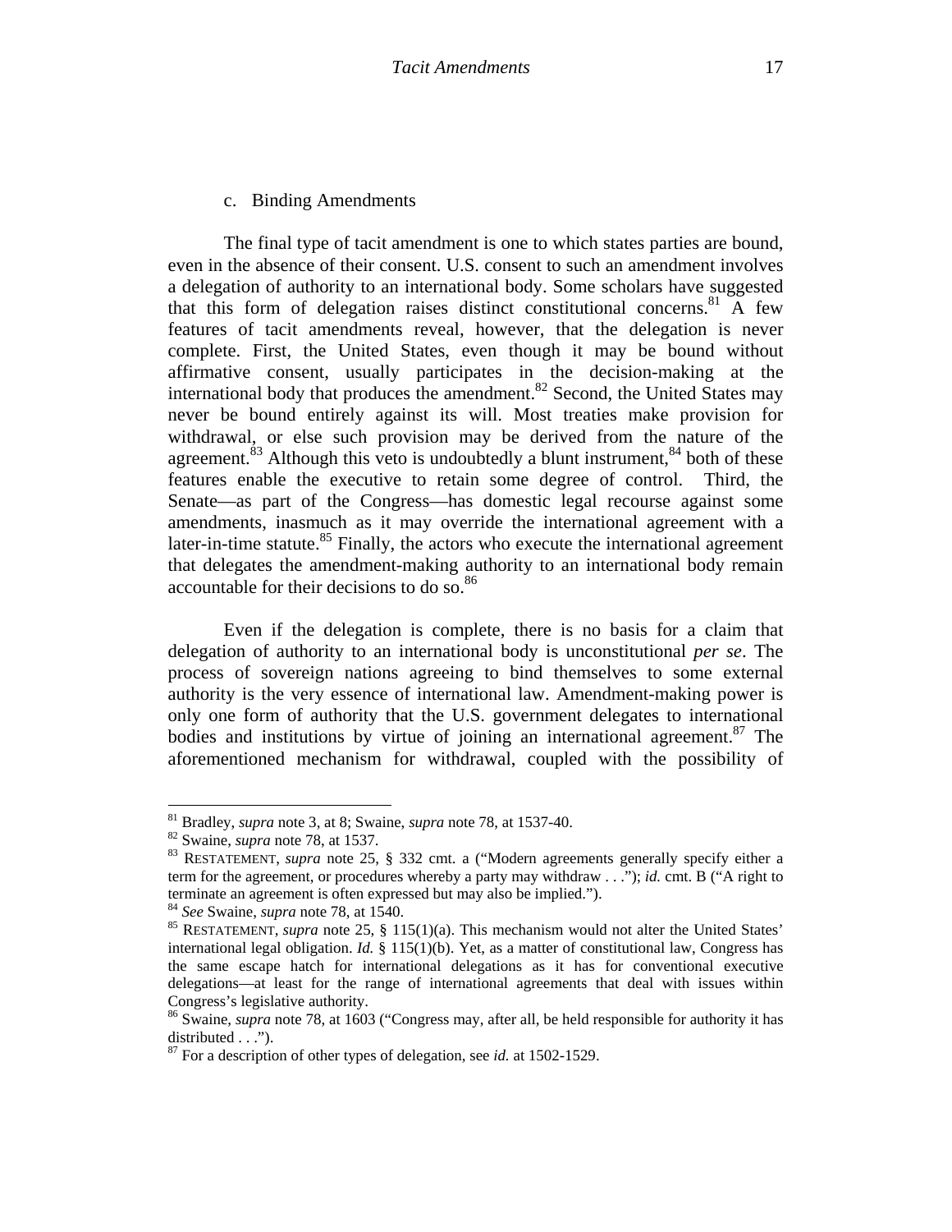c. Binding Amendments

The final type of tacit amendment is one to which states parties are bound, even in the absence of their consent. U.S. consent to such an amendment involves a delegation of authority to an international body. Some scholars have suggested that this form of delegation raises distinct constitutional concerns.[81] A few features of tacit amendments reveal, however, that the delegation is never complete. First, the United States, even though it may be bound without affirmative consent, usually participates in the decision-making at the international body that produces the amendment.[82] Second, the United States may never be bound entirely against its will. Most treaties make provision for withdrawal, or else such provision may be derived from the nature of the agreement.[83] Although this veto is undoubtedly a blunt instrument,[84] both of these features enable the executive to retain some degree of control. Third, the Senate—as part of the Congress—has domestic legal recourse against some amendments, inasmuch as it may override the international agreement with a later-in-time statute.[85] Finally, the actors who execute the international agreement that delegates the amendment-making authority to an international body remain accountable for their decisions to do so.[86]

Even if the delegation is complete, there is no basis for a claim that delegation of authority to an international body is unconstitutional *per se*. The process of sovereign nations agreeing to bind themselves to some external authority is the very essence of international law. Amendment-making power is only one form of authority that the U.S. government delegates to international bodies and institutions by virtue of joining an international agreement.[87] The aforementioned mechanism for withdrawal, coupled with the possibility of

---

[81] Bradley, *supra* note 3, at 8; Swaine, *supra* note 78, at 1537-40.

[82] Swaine, *supra* note 78, at 1537.

[83] RESTATEMENT, *supra* note 25, § 332 cmt. a ("Modern agreements generally specify either a term for the agreement, or procedures whereby a party may withdraw . . ."); *id.* cmt. B ("A right to terminate an agreement is often expressed but may also be implied.").

[84] *See* Swaine, *supra* note 78, at 1540.

[85] RESTATEMENT, *supra* note 25, § 115(1)(a). This mechanism would not alter the United States' international legal obligation. *Id.* § 115(1)(b). Yet, as a matter of constitutional law, Congress has the same escape hatch for international delegations as it has for conventional executive delegations—at least for the range of international agreements that deal with issues within Congress's legislative authority.

[86] Swaine, *supra* note 78, at 1603 ("Congress may, after all, be held responsible for authority it has distributed . . .").

[87] For a description of other types of delegation, see *id.* at 1502-1529.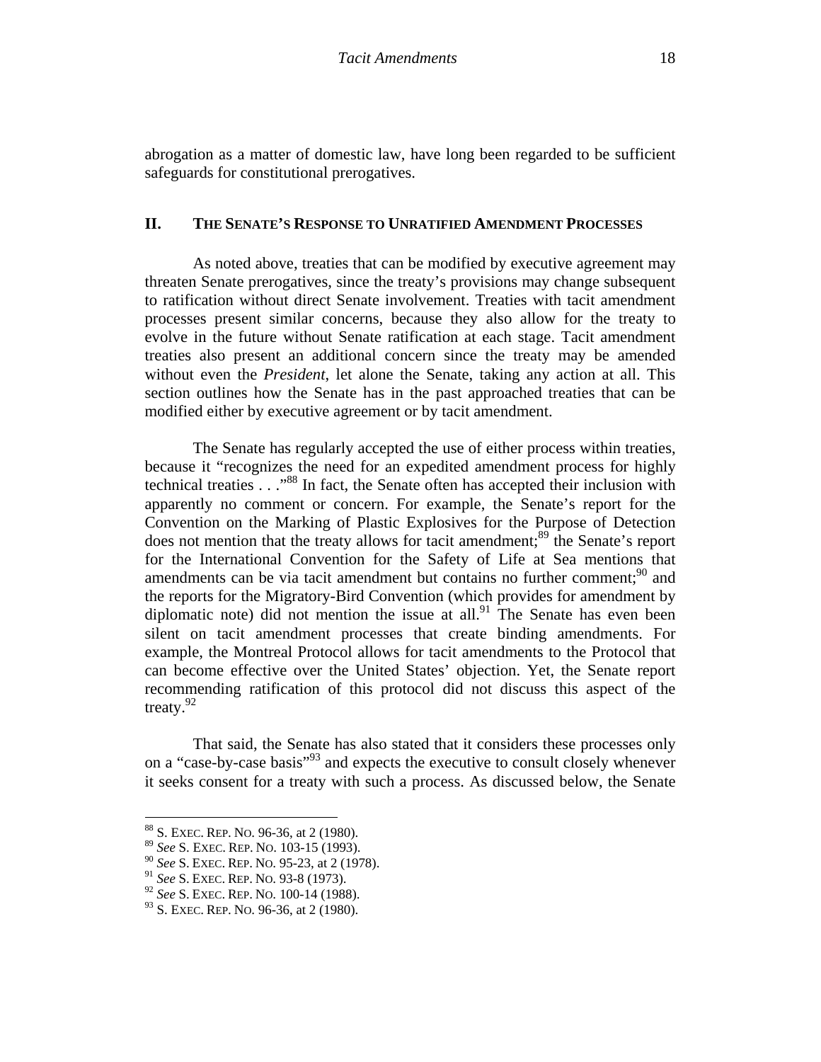abrogation as a matter of domestic law, have long been regarded to be sufficient safeguards for constitutional prerogatives.

## II. THE SENATE'S RESPONSE TO UNRATIFIED AMENDMENT PROCESSES

As noted above, treaties that can be modified by executive agreement may threaten Senate prerogatives, since the treaty's provisions may change subsequent to ratification without direct Senate involvement. Treaties with tacit amendment processes present similar concerns, because they also allow for the treaty to evolve in the future without Senate ratification at each stage. Tacit amendment treaties also present an additional concern since the treaty may be amended without even the *President*, let alone the Senate, taking any action at all. This section outlines how the Senate has in the past approached treaties that can be modified either by executive agreement or by tacit amendment.

The Senate has regularly accepted the use of either process within treaties, because it "recognizes the need for an expedited amendment process for highly technical treaties . . ."[88] In fact, the Senate often has accepted their inclusion with apparently no comment or concern. For example, the Senate's report for the Convention on the Marking of Plastic Explosives for the Purpose of Detection does not mention that the treaty allows for tacit amendment;[89] the Senate's report for the International Convention for the Safety of Life at Sea mentions that amendments can be via tacit amendment but contains no further comment;[90] and the reports for the Migratory-Bird Convention (which provides for amendment by diplomatic note) did not mention the issue at all.[91] The Senate has even been silent on tacit amendment processes that create binding amendments. For example, the Montreal Protocol allows for tacit amendments to the Protocol that can become effective over the United States' objection. Yet, the Senate report recommending ratification of this protocol did not discuss this aspect of the treaty.[92]

That said, the Senate has also stated that it considers these processes only on a "case-by-case basis"[93] and expects the executive to consult closely whenever it seeks consent for a treaty with such a process. As discussed below, the Senate

[88] S. EXEC. REP. NO. 96-36, at 2 (1980).
[89] *See* S. EXEC. REP. NO. 103-15 (1993).
[90] *See* S. EXEC. REP. NO. 95-23, at 2 (1978).
[91] *See* S. EXEC. REP. NO. 93-8 (1973).
[92] *See* S. EXEC. REP. NO. 100-14 (1988).
[93] S. EXEC. REP. NO. 96-36, at 2 (1980).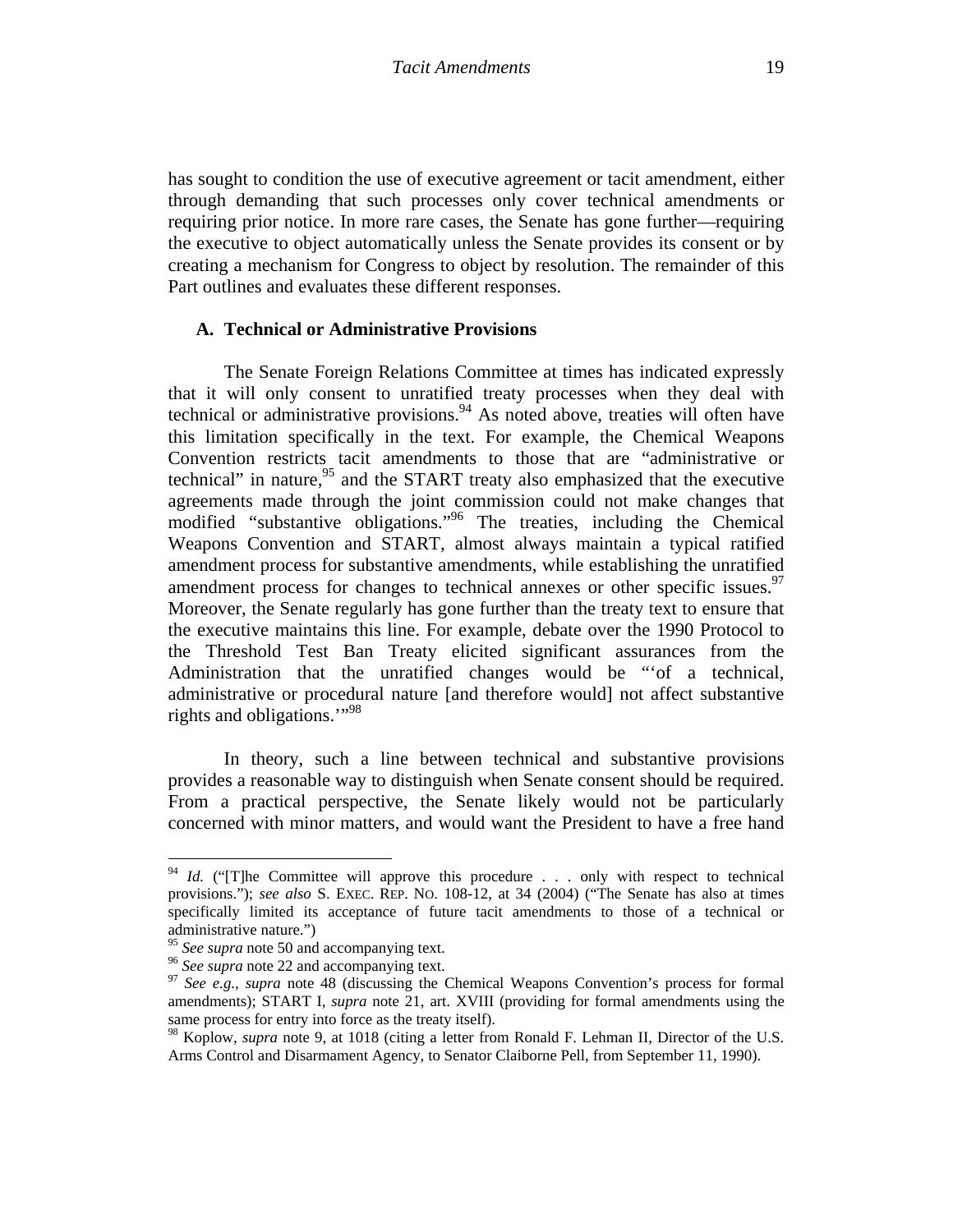has sought to condition the use of executive agreement or tacit amendment, either through demanding that such processes only cover technical amendments or requiring prior notice. In more rare cases, the Senate has gone further—requiring the executive to object automatically unless the Senate provides its consent or by creating a mechanism for Congress to object by resolution. The remainder of this Part outlines and evaluates these different responses.

### A. Technical or Administrative Provisions

The Senate Foreign Relations Committee at times has indicated expressly that it will only consent to unratified treaty processes when they deal with technical or administrative provisions.[94] As noted above, treaties will often have this limitation specifically in the text. For example, the Chemical Weapons Convention restricts tacit amendments to those that are "administrative or technical" in nature,[95] and the START treaty also emphasized that the executive agreements made through the joint commission could not make changes that modified "substantive obligations."[96] The treaties, including the Chemical Weapons Convention and START, almost always maintain a typical ratified amendment process for substantive amendments, while establishing the unratified amendment process for changes to technical annexes or other specific issues.[97] Moreover, the Senate regularly has gone further than the treaty text to ensure that the executive maintains this line. For example, debate over the 1990 Protocol to the Threshold Test Ban Treaty elicited significant assurances from the Administration that the unratified changes would be "'of a technical, administrative or procedural nature [and therefore would] not affect substantive rights and obligations.'"[98]

In theory, such a line between technical and substantive provisions provides a reasonable way to distinguish when Senate consent should be required. From a practical perspective, the Senate likely would not be particularly concerned with minor matters, and would want the President to have a free hand

---

[94] *Id.* ("[T]he Committee will approve this procedure . . . only with respect to technical provisions."); *see also* S. EXEC. REP. NO. 108-12, at 34 (2004) ("The Senate has also at times specifically limited its acceptance of future tacit amendments to those of a technical or administrative nature.")

[95] *See supra* note 50 and accompanying text.

[96] *See supra* note 22 and accompanying text.

[97] *See e.g., supra* note 48 (discussing the Chemical Weapons Convention's process for formal amendments); START I, *supra* note 21, art. XVIII (providing for formal amendments using the same process for entry into force as the treaty itself).

[98] Koplow, *supra* note 9, at 1018 (citing a letter from Ronald F. Lehman II, Director of the U.S. Arms Control and Disarmament Agency, to Senator Claiborne Pell, from September 11, 1990).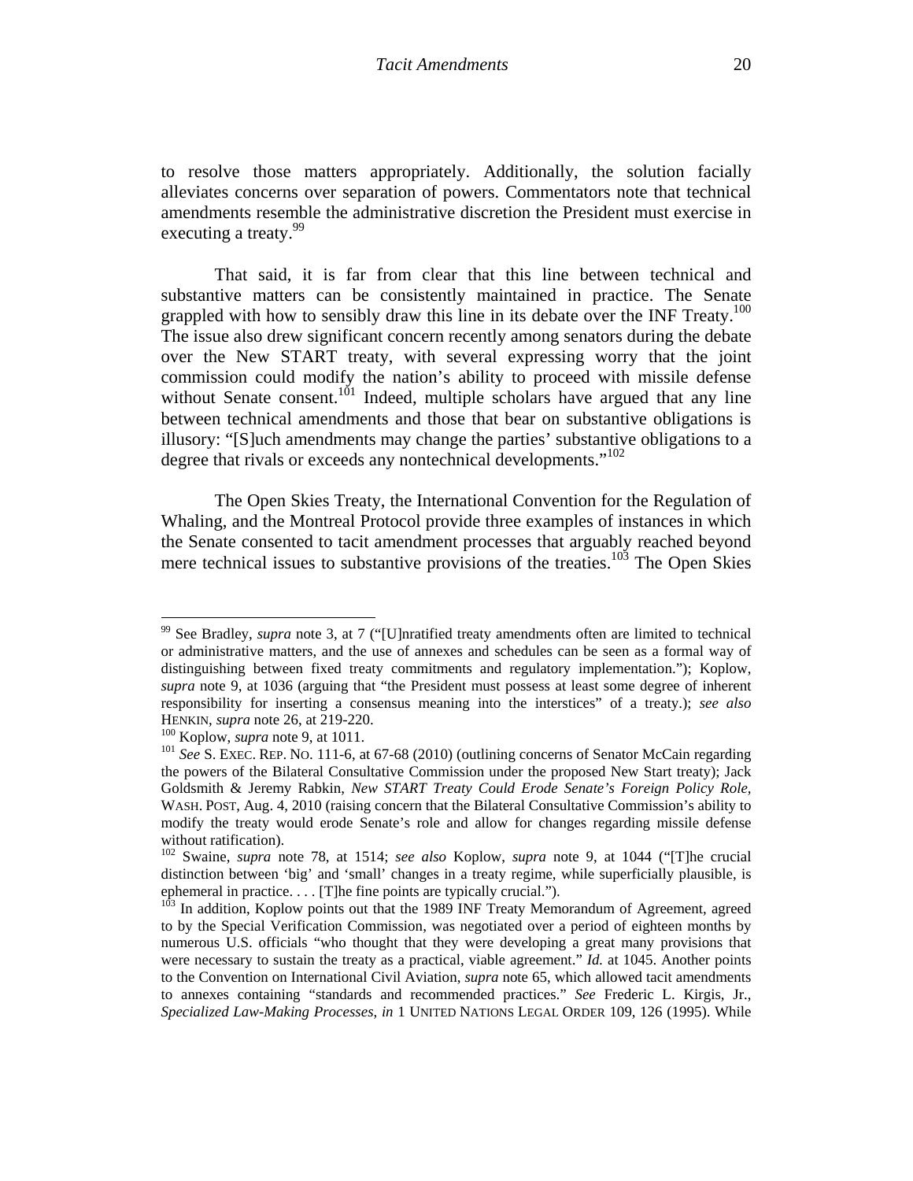to resolve those matters appropriately. Additionally, the solution facially alleviates concerns over separation of powers. Commentators note that technical amendments resemble the administrative discretion the President must exercise in executing a treaty.[99]

That said, it is far from clear that this line between technical and substantive matters can be consistently maintained in practice. The Senate grappled with how to sensibly draw this line in its debate over the INF Treaty.[100] The issue also drew significant concern recently among senators during the debate over the New START treaty, with several expressing worry that the joint commission could modify the nation's ability to proceed with missile defense without Senate consent.[101] Indeed, multiple scholars have argued that any line between technical amendments and those that bear on substantive obligations is illusory: "[S]uch amendments may change the parties' substantive obligations to a degree that rivals or exceeds any nontechnical developments."[102]

The Open Skies Treaty, the International Convention for the Regulation of Whaling, and the Montreal Protocol provide three examples of instances in which the Senate consented to tacit amendment processes that arguably reached beyond mere technical issues to substantive provisions of the treaties.[103] The Open Skies

---

[99] See Bradley, *supra* note 3, at 7 ("[U]nratified treaty amendments often are limited to technical or administrative matters, and the use of annexes and schedules can be seen as a formal way of distinguishing between fixed treaty commitments and regulatory implementation."); Koplow, *supra* note 9, at 1036 (arguing that "the President must possess at least some degree of inherent responsibility for inserting a consensus meaning into the interstices" of a treaty.); *see also* HENKIN, *supra* note 26, at 219-220.

[100] Koplow, *supra* note 9, at 1011.

[101] *See* S. EXEC. REP. NO. 111-6, at 67-68 (2010) (outlining concerns of Senator McCain regarding the powers of the Bilateral Consultative Commission under the proposed New Start treaty); Jack Goldsmith & Jeremy Rabkin, *New START Treaty Could Erode Senate's Foreign Policy Role*, WASH. POST, Aug. 4, 2010 (raising concern that the Bilateral Consultative Commission's ability to modify the treaty would erode Senate's role and allow for changes regarding missile defense without ratification).

[102] Swaine, *supra* note 78, at 1514; *see also* Koplow, *supra* note 9, at 1044 ("[T]he crucial distinction between 'big' and 'small' changes in a treaty regime, while superficially plausible, is ephemeral in practice. . . . [T]he fine points are typically crucial.").

[103] In addition, Koplow points out that the 1989 INF Treaty Memorandum of Agreement, agreed to by the Special Verification Commission, was negotiated over a period of eighteen months by numerous U.S. officials "who thought that they were developing a great many provisions that were necessary to sustain the treaty as a practical, viable agreement." *Id.* at 1045. Another points to the Convention on International Civil Aviation, *supra* note 65, which allowed tacit amendments to annexes containing "standards and recommended practices." *See* Frederic L. Kirgis, Jr., *Specialized Law-Making Processes*, *in* 1 UNITED NATIONS LEGAL ORDER 109, 126 (1995). While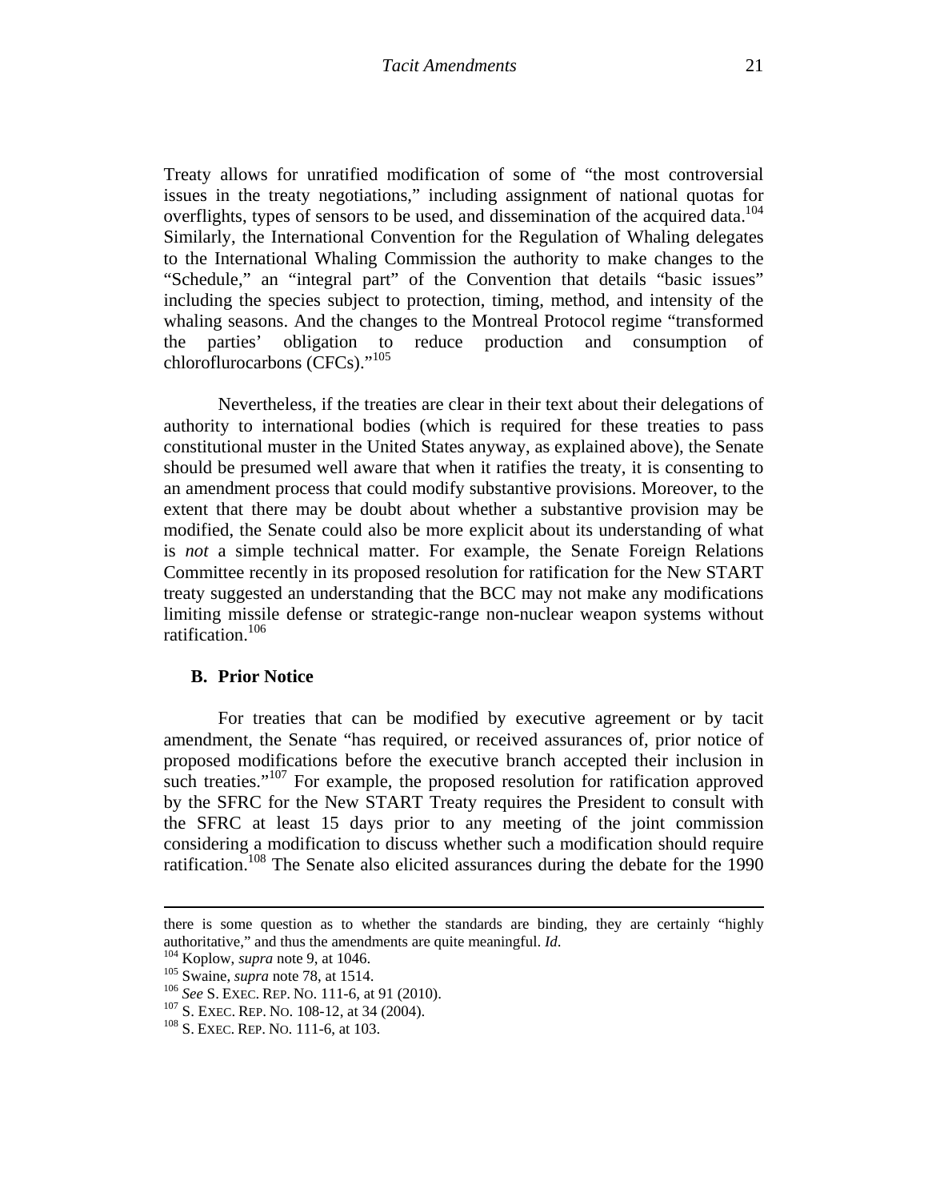Treaty allows for unratified modification of some of "the most controversial issues in the treaty negotiations," including assignment of national quotas for overflights, types of sensors to be used, and dissemination of the acquired data.[104] Similarly, the International Convention for the Regulation of Whaling delegates to the International Whaling Commission the authority to make changes to the "Schedule," an "integral part" of the Convention that details "basic issues" including the species subject to protection, timing, method, and intensity of the whaling seasons. And the changes to the Montreal Protocol regime "transformed the parties' obligation to reduce production and consumption of chloroflurocarbons (CFCs)."[105]

Nevertheless, if the treaties are clear in their text about their delegations of authority to international bodies (which is required for these treaties to pass constitutional muster in the United States anyway, as explained above), the Senate should be presumed well aware that when it ratifies the treaty, it is consenting to an amendment process that could modify substantive provisions. Moreover, to the extent that there may be doubt about whether a substantive provision may be modified, the Senate could also be more explicit about its understanding of what is *not* a simple technical matter. For example, the Senate Foreign Relations Committee recently in its proposed resolution for ratification for the New START treaty suggested an understanding that the BCC may not make any modifications limiting missile defense or strategic-range non-nuclear weapon systems without ratification.[106]

### B. Prior Notice

For treaties that can be modified by executive agreement or by tacit amendment, the Senate "has required, or received assurances of, prior notice of proposed modifications before the executive branch accepted their inclusion in such treaties."[107] For example, the proposed resolution for ratification approved by the SFRC for the New START Treaty requires the President to consult with the SFRC at least 15 days prior to any meeting of the joint commission considering a modification to discuss whether such a modification should require ratification.[108] The Senate also elicited assurances during the debate for the 1990

---

there is some question as to whether the standards are binding, they are certainly "highly authoritative," and thus the amendments are quite meaningful. *Id*.

[104] Koplow, *supra* note 9, at 1046.

[105] Swaine, *supra* note 78, at 1514.

[106] *See* S. EXEC. REP. NO. 111-6, at 91 (2010).

[107] S. EXEC. REP. NO. 108-12, at 34 (2004).

[108] S. EXEC. REP. NO. 111-6, at 103.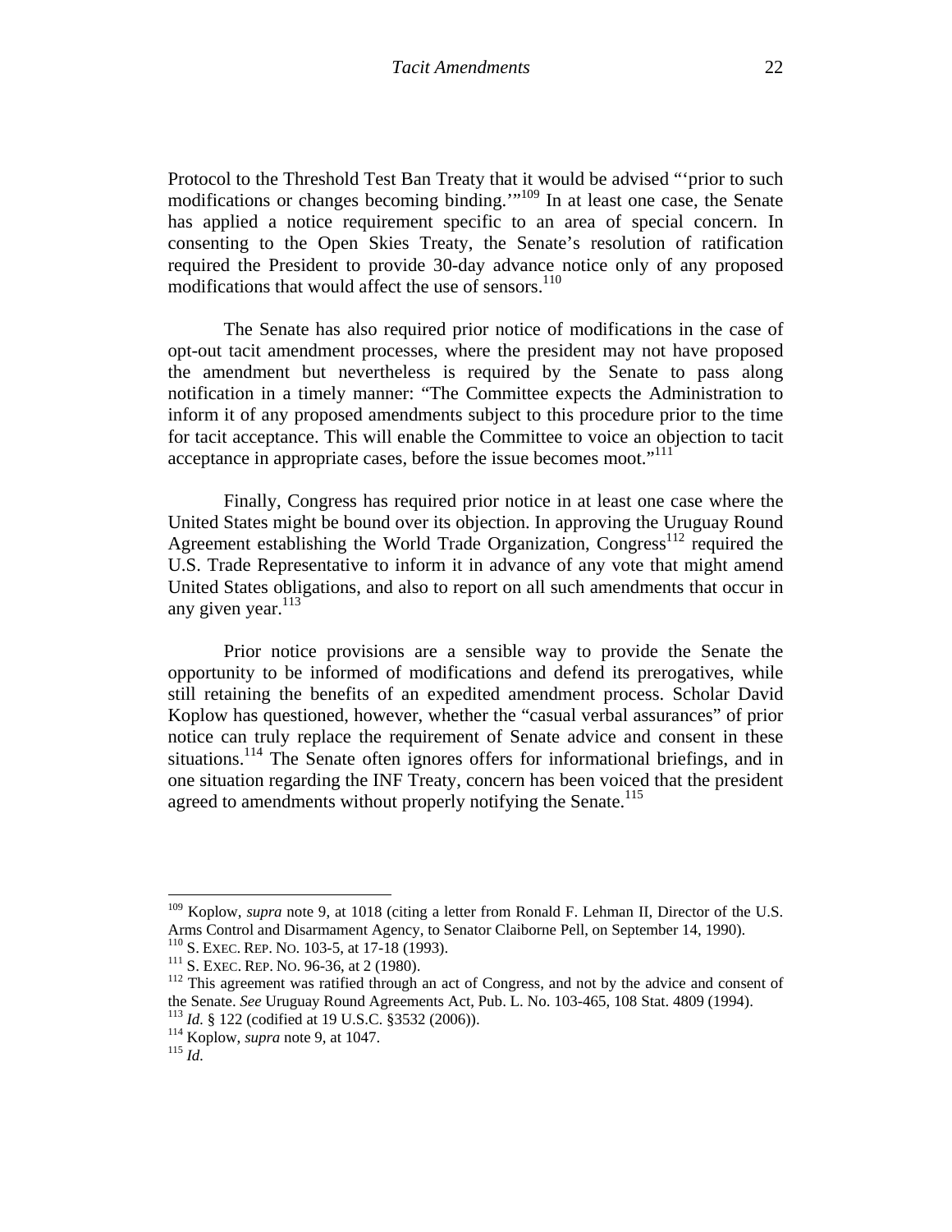Protocol to the Threshold Test Ban Treaty that it would be advised "'prior to such modifications or changes becoming binding.'"[109] In at least one case, the Senate has applied a notice requirement specific to an area of special concern. In consenting to the Open Skies Treaty, the Senate's resolution of ratification required the President to provide 30-day advance notice only of any proposed modifications that would affect the use of sensors.[110]

The Senate has also required prior notice of modifications in the case of opt-out tacit amendment processes, where the president may not have proposed the amendment but nevertheless is required by the Senate to pass along notification in a timely manner: "The Committee expects the Administration to inform it of any proposed amendments subject to this procedure prior to the time for tacit acceptance. This will enable the Committee to voice an objection to tacit acceptance in appropriate cases, before the issue becomes moot."[111]

Finally, Congress has required prior notice in at least one case where the United States might be bound over its objection. In approving the Uruguay Round Agreement establishing the World Trade Organization, Congress[112] required the U.S. Trade Representative to inform it in advance of any vote that might amend United States obligations, and also to report on all such amendments that occur in any given year.[113]

Prior notice provisions are a sensible way to provide the Senate the opportunity to be informed of modifications and defend its prerogatives, while still retaining the benefits of an expedited amendment process. Scholar David Koplow has questioned, however, whether the "casual verbal assurances" of prior notice can truly replace the requirement of Senate advice and consent in these situations.[114] The Senate often ignores offers for informational briefings, and in one situation regarding the INF Treaty, concern has been voiced that the president agreed to amendments without properly notifying the Senate.[115]

---

[109] Koplow, *supra* note 9, at 1018 (citing a letter from Ronald F. Lehman II, Director of the U.S. Arms Control and Disarmament Agency, to Senator Claiborne Pell, on September 14, 1990).
[110] S. EXEC. REP. NO. 103-5, at 17-18 (1993).
[111] S. EXEC. REP. NO. 96-36, at 2 (1980).
[112] This agreement was ratified through an act of Congress, and not by the advice and consent of the Senate. *See* Uruguay Round Agreements Act, Pub. L. No. 103-465, 108 Stat. 4809 (1994).
[113] *Id*. § 122 (codified at 19 U.S.C. §3532 (2006)).
[114] Koplow, *supra* note 9, at 1047.
[115] *Id*.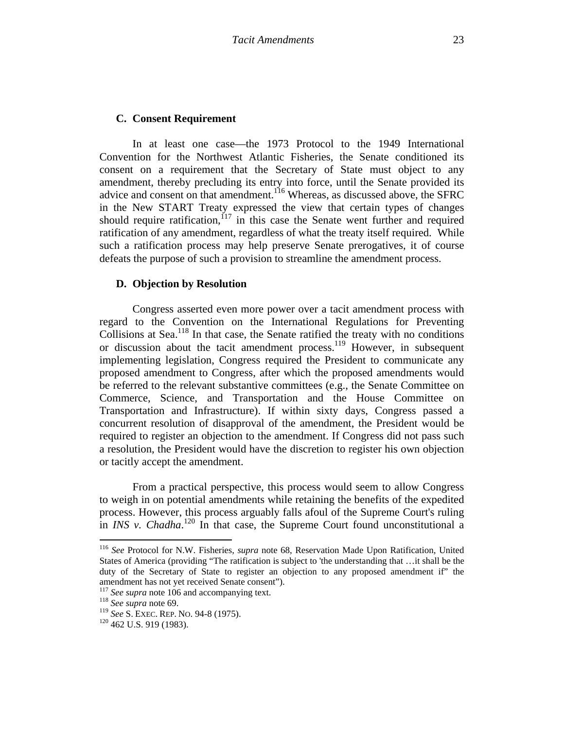### C. Consent Requirement

In at least one case—the 1973 Protocol to the 1949 International Convention for the Northwest Atlantic Fisheries, the Senate conditioned its consent on a requirement that the Secretary of State must object to any amendment, thereby precluding its entry into force, until the Senate provided its advice and consent on that amendment.[116] Whereas, as discussed above, the SFRC in the New START Treaty expressed the view that certain types of changes should require ratification,[117] in this case the Senate went further and required ratification of any amendment, regardless of what the treaty itself required. While such a ratification process may help preserve Senate prerogatives, it of course defeats the purpose of such a provision to streamline the amendment process.

### D. Objection by Resolution

Congress asserted even more power over a tacit amendment process with regard to the Convention on the International Regulations for Preventing Collisions at Sea.[118] In that case, the Senate ratified the treaty with no conditions or discussion about the tacit amendment process.[119] However, in subsequent implementing legislation, Congress required the President to communicate any proposed amendment to Congress, after which the proposed amendments would be referred to the relevant substantive committees (e.g., the Senate Committee on Commerce, Science, and Transportation and the House Committee on Transportation and Infrastructure). If within sixty days, Congress passed a concurrent resolution of disapproval of the amendment, the President would be required to register an objection to the amendment. If Congress did not pass such a resolution, the President would have the discretion to register his own objection or tacitly accept the amendment.

From a practical perspective, this process would seem to allow Congress to weigh in on potential amendments while retaining the benefits of the expedited process. However, this process arguably falls afoul of the Supreme Court's ruling in *INS v. Chadha*.[120] In that case, the Supreme Court found unconstitutional a

---

[116] *See* Protocol for N.W. Fisheries, *supra* note 68, Reservation Made Upon Ratification, United States of America (providing "The ratification is subject to 'the understanding that …it shall be the duty of the Secretary of State to register an objection to any proposed amendment if" the amendment has not yet received Senate consent").

[117] *See supra* note 106 and accompanying text.

[118] *See supra* note 69.

[119] *See* S. EXEC. REP. NO. 94-8 (1975).

[120] 462 U.S. 919 (1983).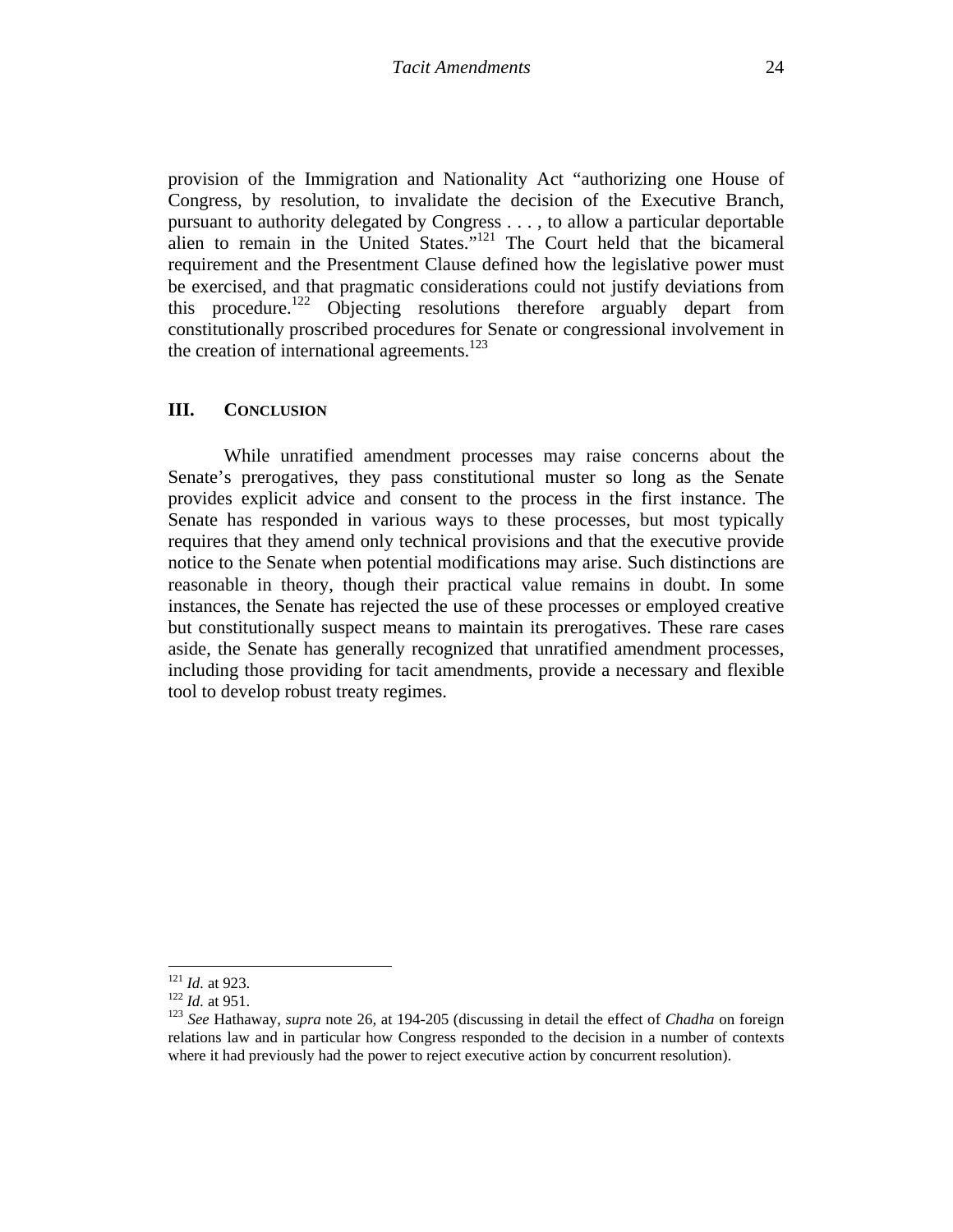provision of the Immigration and Nationality Act "authorizing one House of Congress, by resolution, to invalidate the decision of the Executive Branch, pursuant to authority delegated by Congress . . . , to allow a particular deportable alien to remain in the United States."[121] The Court held that the bicameral requirement and the Presentment Clause defined how the legislative power must be exercised, and that pragmatic considerations could not justify deviations from this procedure.[122] Objecting resolutions therefore arguably depart from constitutionally proscribed procedures for Senate or congressional involvement in the creation of international agreements.[123]

## III. CONCLUSION

While unratified amendment processes may raise concerns about the Senate's prerogatives, they pass constitutional muster so long as the Senate provides explicit advice and consent to the process in the first instance. The Senate has responded in various ways to these processes, but most typically requires that they amend only technical provisions and that the executive provide notice to the Senate when potential modifications may arise. Such distinctions are reasonable in theory, though their practical value remains in doubt. In some instances, the Senate has rejected the use of these processes or employed creative but constitutionally suspect means to maintain its prerogatives. These rare cases aside, the Senate has generally recognized that unratified amendment processes, including those providing for tacit amendments, provide a necessary and flexible tool to develop robust treaty regimes.

---

[121] *Id.* at 923.

[122] *Id.* at 951.

[123] *See* Hathaway, *supra* note 26, at 194-205 (discussing in detail the effect of *Chadha* on foreign relations law and in particular how Congress responded to the decision in a number of contexts where it had previously had the power to reject executive action by concurrent resolution).